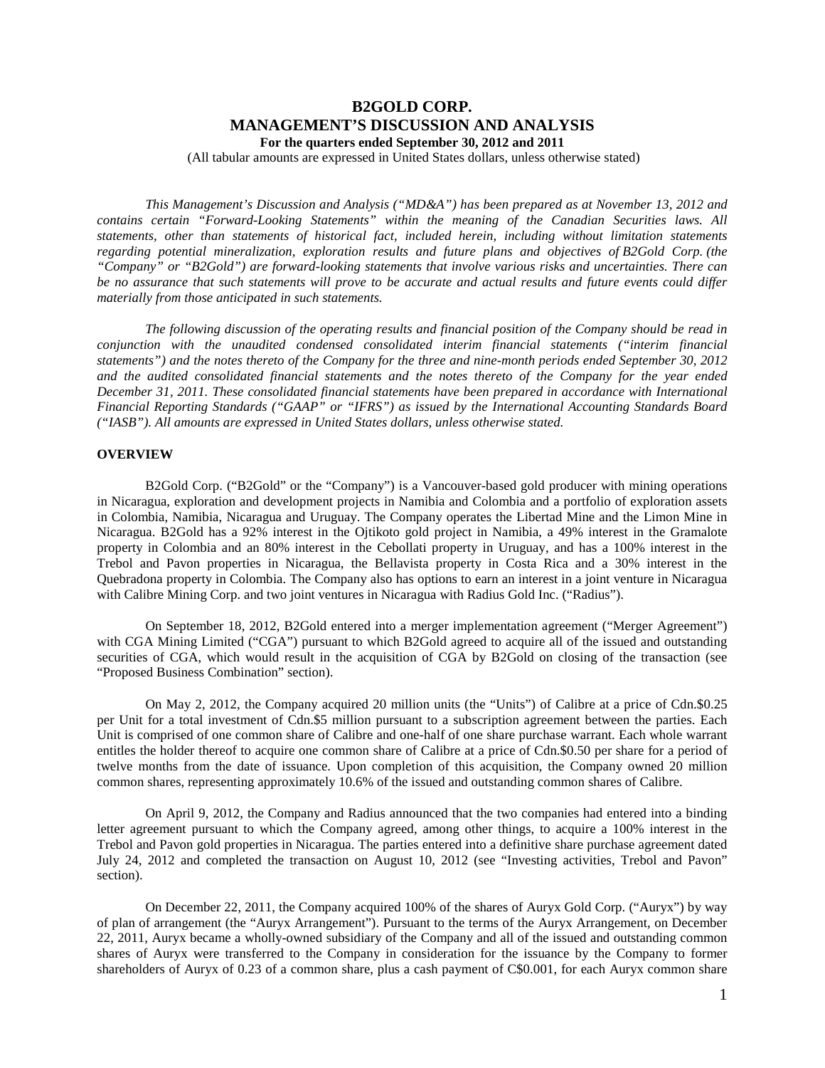# B2GOLD CORP.
# MANAGEMENT'S DISCUSSION AND ANALYSIS

**For the quarters ended September 30, 2012 and 2011**

(All tabular amounts are expressed in United States dollars, unless otherwise stated)

*This Management's Discussion and Analysis ("MD&A") has been prepared as at November 13, 2012 and contains certain "Forward-Looking Statements" within the meaning of the Canadian Securities laws. All statements, other than statements of historical fact, included herein, including without limitation statements regarding potential mineralization, exploration results and future plans and objectives of B2Gold Corp. (the "Company" or "B2Gold") are forward-looking statements that involve various risks and uncertainties. There can be no assurance that such statements will prove to be accurate and actual results and future events could differ materially from those anticipated in such statements.*

*The following discussion of the operating results and financial position of the Company should be read in conjunction with the unaudited condensed consolidated interim financial statements ("interim financial statements") and the notes thereto of the Company for the three and nine-month periods ended September 30, 2012 and the audited consolidated financial statements and the notes thereto of the Company for the year ended December 31, 2011. These consolidated financial statements have been prepared in accordance with International Financial Reporting Standards ("GAAP" or "IFRS") as issued by the International Accounting Standards Board ("IASB"). All amounts are expressed in United States dollars, unless otherwise stated.*

## OVERVIEW

B2Gold Corp. ("B2Gold" or the "Company") is a Vancouver-based gold producer with mining operations in Nicaragua, exploration and development projects in Namibia and Colombia and a portfolio of exploration assets in Colombia, Namibia, Nicaragua and Uruguay. The Company operates the Libertad Mine and the Limon Mine in Nicaragua. B2Gold has a 92% interest in the Ojtikoto gold project in Namibia, a 49% interest in the Gramalote property in Colombia and an 80% interest in the Cebollati property in Uruguay, and has a 100% interest in the Trebol and Pavon properties in Nicaragua, the Bellavista property in Costa Rica and a 30% interest in the Quebradona property in Colombia. The Company also has options to earn an interest in a joint venture in Nicaragua with Calibre Mining Corp. and two joint ventures in Nicaragua with Radius Gold Inc. ("Radius").

On September 18, 2012, B2Gold entered into a merger implementation agreement ("Merger Agreement") with CGA Mining Limited ("CGA") pursuant to which B2Gold agreed to acquire all of the issued and outstanding securities of CGA, which would result in the acquisition of CGA by B2Gold on closing of the transaction (see "Proposed Business Combination" section).

On May 2, 2012, the Company acquired 20 million units (the "Units") of Calibre at a price of Cdn.$0.25 per Unit for a total investment of Cdn.$5 million pursuant to a subscription agreement between the parties. Each Unit is comprised of one common share of Calibre and one-half of one share purchase warrant. Each whole warrant entitles the holder thereof to acquire one common share of Calibre at a price of Cdn.$0.50 per share for a period of twelve months from the date of issuance. Upon completion of this acquisition, the Company owned 20 million common shares, representing approximately 10.6% of the issued and outstanding common shares of Calibre.

On April 9, 2012, the Company and Radius announced that the two companies had entered into a binding letter agreement pursuant to which the Company agreed, among other things, to acquire a 100% interest in the Trebol and Pavon gold properties in Nicaragua. The parties entered into a definitive share purchase agreement dated July 24, 2012 and completed the transaction on August 10, 2012 (see "Investing activities, Trebol and Pavon" section).

On December 22, 2011, the Company acquired 100% of the shares of Auryx Gold Corp. ("Auryx") by way of plan of arrangement (the "Auryx Arrangement"). Pursuant to the terms of the Auryx Arrangement, on December 22, 2011, Auryx became a wholly-owned subsidiary of the Company and all of the issued and outstanding common shares of Auryx were transferred to the Company in consideration for the issuance by the Company to former shareholders of Auryx of 0.23 of a common share, plus a cash payment of C$0.001, for each Auryx common share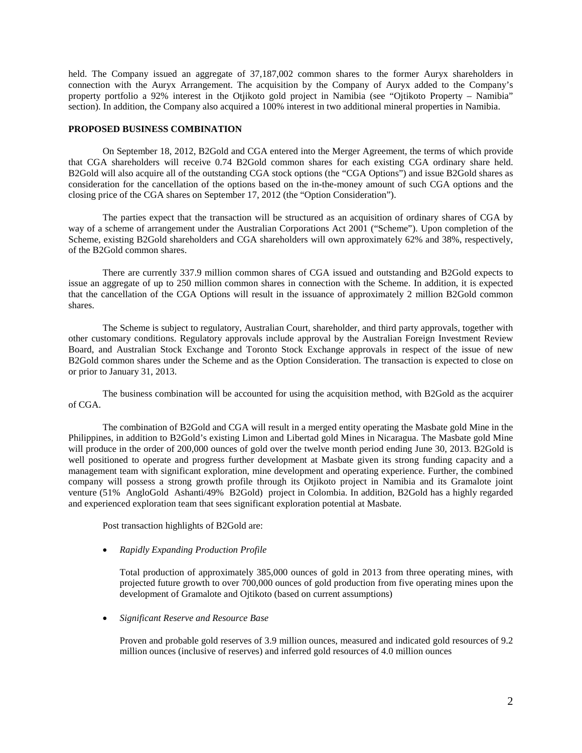held. The Company issued an aggregate of 37,187,002 common shares to the former Auryx shareholders in connection with the Auryx Arrangement. The acquisition by the Company of Auryx added to the Company's property portfolio a 92% interest in the Otjikoto gold project in Namibia (see "Ojtikoto Property – Namibia" section). In addition, the Company also acquired a 100% interest in two additional mineral properties in Namibia.

**PROPOSED BUSINESS COMBINATION**

On September 18, 2012, B2Gold and CGA entered into the Merger Agreement, the terms of which provide that CGA shareholders will receive 0.74 B2Gold common shares for each existing CGA ordinary share held. B2Gold will also acquire all of the outstanding CGA stock options (the "CGA Options") and issue B2Gold shares as consideration for the cancellation of the options based on the in-the-money amount of such CGA options and the closing price of the CGA shares on September 17, 2012 (the "Option Consideration").

The parties expect that the transaction will be structured as an acquisition of ordinary shares of CGA by way of a scheme of arrangement under the Australian Corporations Act 2001 ("Scheme"). Upon completion of the Scheme, existing B2Gold shareholders and CGA shareholders will own approximately 62% and 38%, respectively, of the B2Gold common shares.

There are currently 337.9 million common shares of CGA issued and outstanding and B2Gold expects to issue an aggregate of up to 250 million common shares in connection with the Scheme. In addition, it is expected that the cancellation of the CGA Options will result in the issuance of approximately 2 million B2Gold common shares.

The Scheme is subject to regulatory, Australian Court, shareholder, and third party approvals, together with other customary conditions. Regulatory approvals include approval by the Australian Foreign Investment Review Board, and Australian Stock Exchange and Toronto Stock Exchange approvals in respect of the issue of new B2Gold common shares under the Scheme and as the Option Consideration. The transaction is expected to close on or prior to January 31, 2013.

The business combination will be accounted for using the acquisition method, with B2Gold as the acquirer of CGA.

The combination of B2Gold and CGA will result in a merged entity operating the Masbate gold Mine in the Philippines, in addition to B2Gold's existing Limon and Libertad gold Mines in Nicaragua. The Masbate gold Mine will produce in the order of 200,000 ounces of gold over the twelve month period ending June 30, 2013. B2Gold is well positioned to operate and progress further development at Masbate given its strong funding capacity and a management team with significant exploration, mine development and operating experience. Further, the combined company will possess a strong growth profile through its Otjikoto project in Namibia and its Gramalote joint venture (51% AngloGold Ashanti/49% B2Gold) project in Colombia. In addition, B2Gold has a highly regarded and experienced exploration team that sees significant exploration potential at Masbate.

Post transaction highlights of B2Gold are:

- *Rapidly Expanding Production Profile*

  Total production of approximately 385,000 ounces of gold in 2013 from three operating mines, with projected future growth to over 700,000 ounces of gold production from five operating mines upon the development of Gramalote and Ojtikoto (based on current assumptions)

- *Significant Reserve and Resource Base*

  Proven and probable gold reserves of 3.9 million ounces, measured and indicated gold resources of 9.2 million ounces (inclusive of reserves) and inferred gold resources of 4.0 million ounces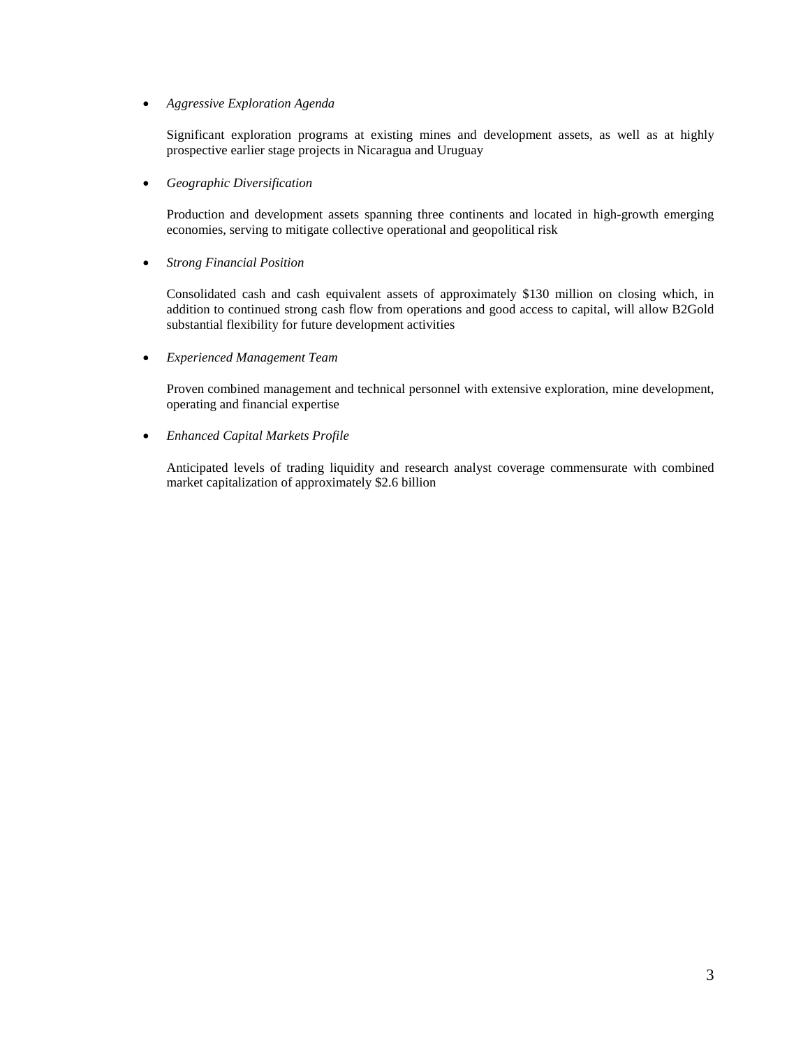- *Aggressive Exploration Agenda*

  Significant exploration programs at existing mines and development assets, as well as at highly prospective earlier stage projects in Nicaragua and Uruguay

- *Geographic Diversification*

  Production and development assets spanning three continents and located in high-growth emerging economies, serving to mitigate collective operational and geopolitical risk

- *Strong Financial Position*

  Consolidated cash and cash equivalent assets of approximately $130 million on closing which, in addition to continued strong cash flow from operations and good access to capital, will allow B2Gold substantial flexibility for future development activities

- *Experienced Management Team*

  Proven combined management and technical personnel with extensive exploration, mine development, operating and financial expertise

- *Enhanced Capital Markets Profile*

  Anticipated levels of trading liquidity and research analyst coverage commensurate with combined market capitalization of approximately $2.6 billion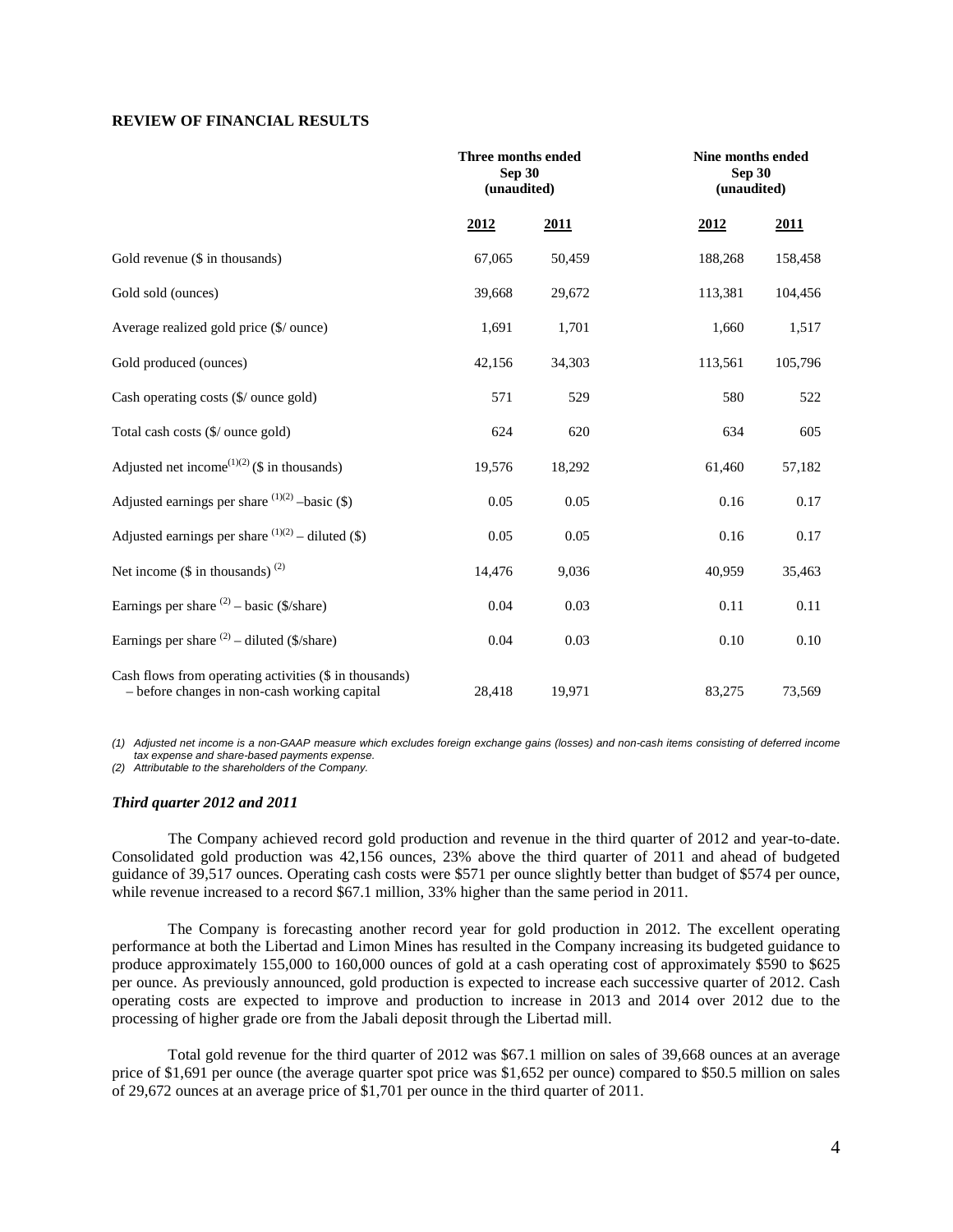**REVIEW OF FINANCIAL RESULTS**

| | Three months ended Sep 30 (unaudited) | | Nine months ended Sep 30 (unaudited) | |
|---|---|---|---|---|
| | **2012** | **2011** | **2012** | **2011** |
| Gold revenue ($ in thousands) | 67,065 | 50,459 | 188,268 | 158,458 |
| Gold sold (ounces) | 39,668 | 29,672 | 113,381 | 104,456 |
| Average realized gold price ($/ ounce) | 1,691 | 1,701 | 1,660 | 1,517 |
| Gold produced (ounces) | 42,156 | 34,303 | 113,561 | 105,796 |
| Cash operating costs ($/ ounce gold) | 571 | 529 | 580 | 522 |
| Total cash costs ($/ ounce gold) | 624 | 620 | 634 | 605 |
| Adjusted net income[(1)(2)] ($ in thousands) | 19,576 | 18,292 | 61,460 | 57,182 |
| Adjusted earnings per share [(1)(2)] –basic ($) | 0.05 | 0.05 | 0.16 | 0.17 |
| Adjusted earnings per share [(1)(2)] – diluted ($) | 0.05 | 0.05 | 0.16 | 0.17 |
| Net income ($ in thousands) [(2)] | 14,476 | 9,036 | 40,959 | 35,463 |
| Earnings per share [(2)] – basic ($/share) | 0.04 | 0.03 | 0.11 | 0.11 |
| Earnings per share [(2)] – diluted ($/share) | 0.04 | 0.03 | 0.10 | 0.10 |
| Cash flows from operating activities ($ in thousands) – before changes in non-cash working capital | 28,418 | 19,971 | 83,275 | 73,569 |

*(1) Adjusted net income is a non-GAAP measure which excludes foreign exchange gains (losses) and non-cash items consisting of deferred income tax expense and share-based payments expense.*
*(2) Attributable to the shareholders of the Company.*

***Third quarter 2012 and 2011***

The Company achieved record gold production and revenue in the third quarter of 2012 and year-to-date. Consolidated gold production was 42,156 ounces, 23% above the third quarter of 2011 and ahead of budgeted guidance of 39,517 ounces. Operating cash costs were $571 per ounce slightly better than budget of $574 per ounce, while revenue increased to a record $67.1 million, 33% higher than the same period in 2011.

The Company is forecasting another record year for gold production in 2012. The excellent operating performance at both the Libertad and Limon Mines has resulted in the Company increasing its budgeted guidance to produce approximately 155,000 to 160,000 ounces of gold at a cash operating cost of approximately $590 to $625 per ounce. As previously announced, gold production is expected to increase each successive quarter of 2012. Cash operating costs are expected to improve and production to increase in 2013 and 2014 over 2012 due to the processing of higher grade ore from the Jabali deposit through the Libertad mill.

Total gold revenue for the third quarter of 2012 was $67.1 million on sales of 39,668 ounces at an average price of $1,691 per ounce (the average quarter spot price was $1,652 per ounce) compared to $50.5 million on sales of 29,672 ounces at an average price of $1,701 per ounce in the third quarter of 2011.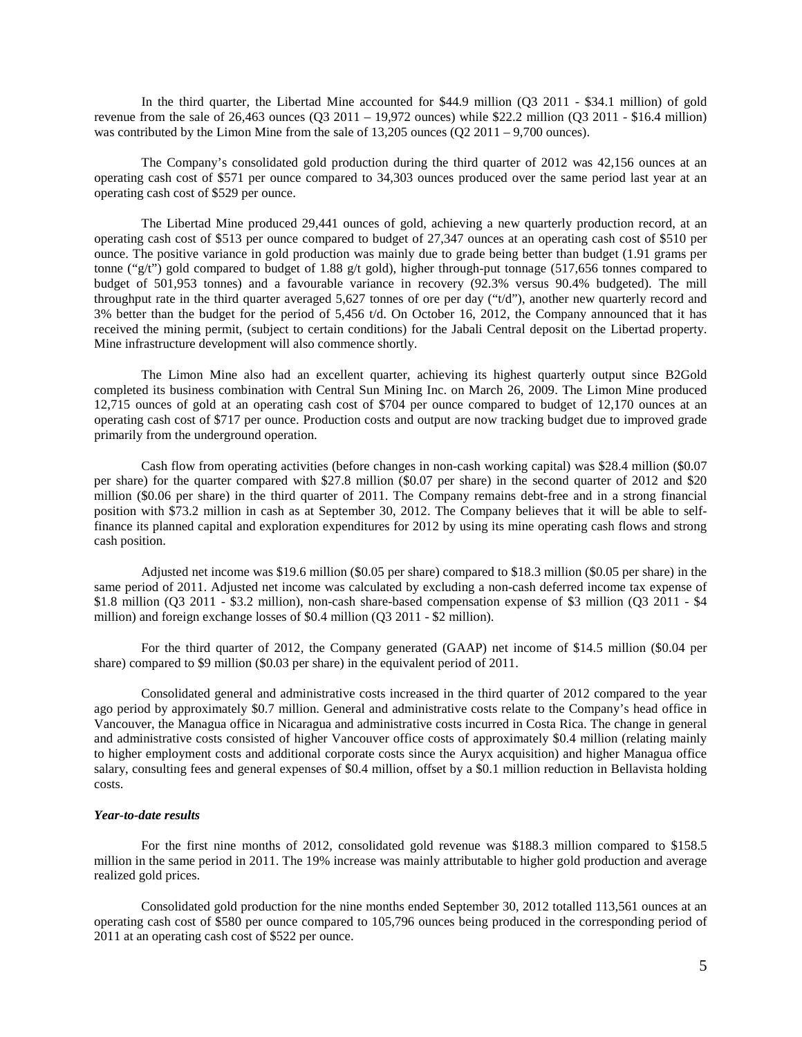In the third quarter, the Libertad Mine accounted for $44.9 million (Q3 2011 - $34.1 million) of gold revenue from the sale of 26,463 ounces (Q3 2011 – 19,972 ounces) while $22.2 million (Q3 2011 - $16.4 million) was contributed by the Limon Mine from the sale of 13,205 ounces (Q2 2011 – 9,700 ounces).

The Company's consolidated gold production during the third quarter of 2012 was 42,156 ounces at an operating cash cost of $571 per ounce compared to 34,303 ounces produced over the same period last year at an operating cash cost of $529 per ounce.

The Libertad Mine produced 29,441 ounces of gold, achieving a new quarterly production record, at an operating cash cost of $513 per ounce compared to budget of 27,347 ounces at an operating cash cost of $510 per ounce. The positive variance in gold production was mainly due to grade being better than budget (1.91 grams per tonne ("g/t") gold compared to budget of 1.88 g/t gold), higher through-put tonnage (517,656 tonnes compared to budget of 501,953 tonnes) and a favourable variance in recovery (92.3% versus 90.4% budgeted). The mill throughput rate in the third quarter averaged 5,627 tonnes of ore per day ("t/d"), another new quarterly record and 3% better than the budget for the period of 5,456 t/d. On October 16, 2012, the Company announced that it has received the mining permit, (subject to certain conditions) for the Jabali Central deposit on the Libertad property. Mine infrastructure development will also commence shortly.

The Limon Mine also had an excellent quarter, achieving its highest quarterly output since B2Gold completed its business combination with Central Sun Mining Inc. on March 26, 2009. The Limon Mine produced 12,715 ounces of gold at an operating cash cost of $704 per ounce compared to budget of 12,170 ounces at an operating cash cost of $717 per ounce. Production costs and output are now tracking budget due to improved grade primarily from the underground operation.

Cash flow from operating activities (before changes in non-cash working capital) was $28.4 million ($0.07 per share) for the quarter compared with $27.8 million ($0.07 per share) in the second quarter of 2012 and $20 million ($0.06 per share) in the third quarter of 2011. The Company remains debt-free and in a strong financial position with $73.2 million in cash as at September 30, 2012. The Company believes that it will be able to self-finance its planned capital and exploration expenditures for 2012 by using its mine operating cash flows and strong cash position.

Adjusted net income was $19.6 million ($0.05 per share) compared to $18.3 million ($0.05 per share) in the same period of 2011. Adjusted net income was calculated by excluding a non-cash deferred income tax expense of $1.8 million (Q3 2011 - $3.2 million), non-cash share-based compensation expense of $3 million (Q3 2011 - $4 million) and foreign exchange losses of $0.4 million (Q3 2011 - $2 million).

For the third quarter of 2012, the Company generated (GAAP) net income of $14.5 million ($0.04 per share) compared to $9 million ($0.03 per share) in the equivalent period of 2011.

Consolidated general and administrative costs increased in the third quarter of 2012 compared to the year ago period by approximately $0.7 million. General and administrative costs relate to the Company's head office in Vancouver, the Managua office in Nicaragua and administrative costs incurred in Costa Rica. The change in general and administrative costs consisted of higher Vancouver office costs of approximately $0.4 million (relating mainly to higher employment costs and additional corporate costs since the Auryx acquisition) and higher Managua office salary, consulting fees and general expenses of $0.4 million, offset by a $0.1 million reduction in Bellavista holding costs.

***Year-to-date results***

For the first nine months of 2012, consolidated gold revenue was $188.3 million compared to $158.5 million in the same period in 2011. The 19% increase was mainly attributable to higher gold production and average realized gold prices.

Consolidated gold production for the nine months ended September 30, 2012 totalled 113,561 ounces at an operating cash cost of $580 per ounce compared to 105,796 ounces being produced in the corresponding period of 2011 at an operating cash cost of $522 per ounce.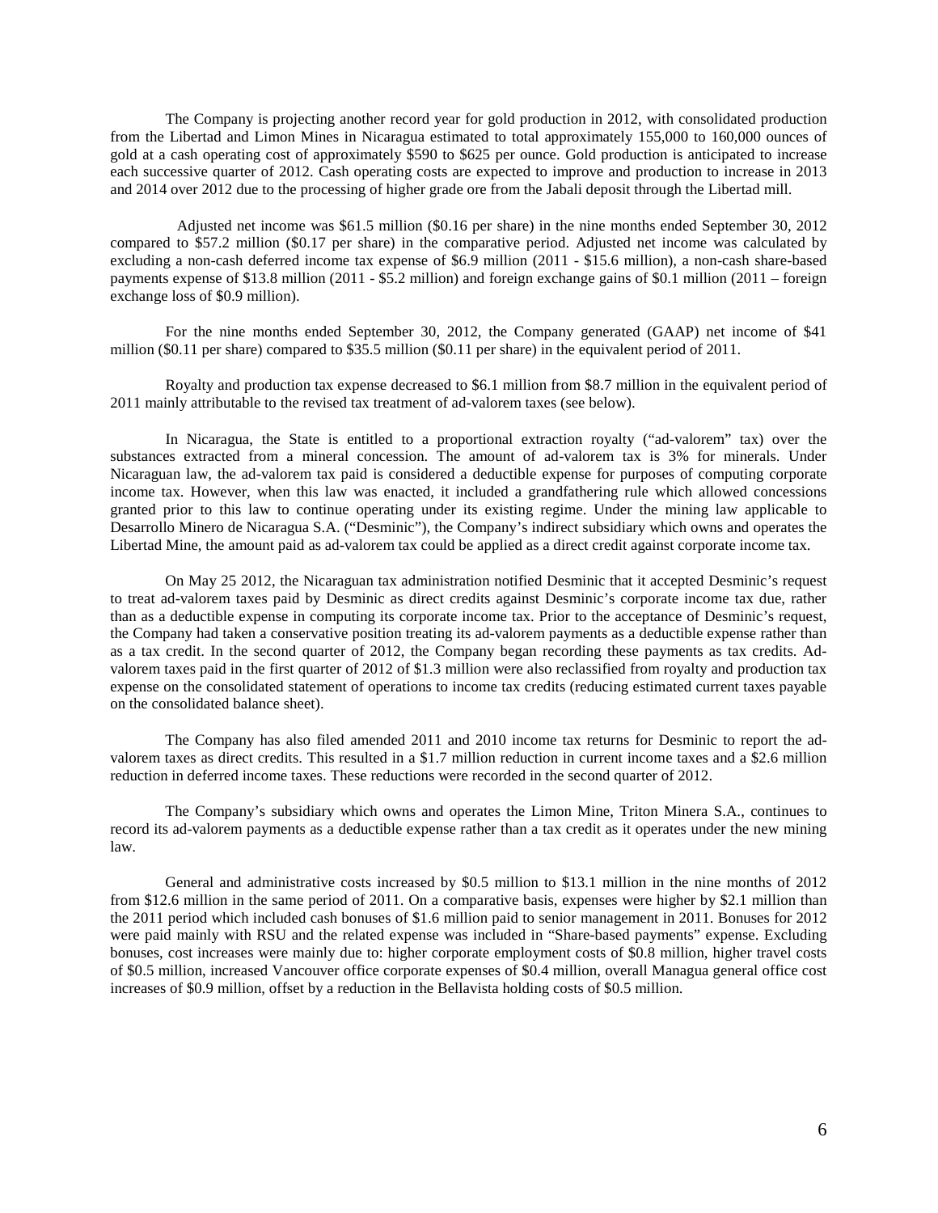The Company is projecting another record year for gold production in 2012, with consolidated production from the Libertad and Limon Mines in Nicaragua estimated to total approximately 155,000 to 160,000 ounces of gold at a cash operating cost of approximately $590 to $625 per ounce. Gold production is anticipated to increase each successive quarter of 2012. Cash operating costs are expected to improve and production to increase in 2013 and 2014 over 2012 due to the processing of higher grade ore from the Jabali deposit through the Libertad mill.

Adjusted net income was $61.5 million ($0.16 per share) in the nine months ended September 30, 2012 compared to $57.2 million ($0.17 per share) in the comparative period. Adjusted net income was calculated by excluding a non-cash deferred income tax expense of $6.9 million (2011 - $15.6 million), a non-cash share-based payments expense of $13.8 million (2011 - $5.2 million) and foreign exchange gains of $0.1 million (2011 – foreign exchange loss of $0.9 million).

For the nine months ended September 30, 2012, the Company generated (GAAP) net income of $41 million ($0.11 per share) compared to $35.5 million ($0.11 per share) in the equivalent period of 2011.

Royalty and production tax expense decreased to $6.1 million from $8.7 million in the equivalent period of 2011 mainly attributable to the revised tax treatment of ad-valorem taxes (see below).

In Nicaragua, the State is entitled to a proportional extraction royalty ("ad-valorem" tax) over the substances extracted from a mineral concession. The amount of ad-valorem tax is 3% for minerals. Under Nicaraguan law, the ad-valorem tax paid is considered a deductible expense for purposes of computing corporate income tax. However, when this law was enacted, it included a grandfathering rule which allowed concessions granted prior to this law to continue operating under its existing regime. Under the mining law applicable to Desarrollo Minero de Nicaragua S.A. ("Desminic"), the Company's indirect subsidiary which owns and operates the Libertad Mine, the amount paid as ad-valorem tax could be applied as a direct credit against corporate income tax.

On May 25 2012, the Nicaraguan tax administration notified Desminic that it accepted Desminic's request to treat ad-valorem taxes paid by Desminic as direct credits against Desminic's corporate income tax due, rather than as a deductible expense in computing its corporate income tax. Prior to the acceptance of Desminic's request, the Company had taken a conservative position treating its ad-valorem payments as a deductible expense rather than as a tax credit. In the second quarter of 2012, the Company began recording these payments as tax credits. Ad-valorem taxes paid in the first quarter of 2012 of $1.3 million were also reclassified from royalty and production tax expense on the consolidated statement of operations to income tax credits (reducing estimated current taxes payable on the consolidated balance sheet).

The Company has also filed amended 2011 and 2010 income tax returns for Desminic to report the ad-valorem taxes as direct credits. This resulted in a $1.7 million reduction in current income taxes and a $2.6 million reduction in deferred income taxes. These reductions were recorded in the second quarter of 2012.

The Company's subsidiary which owns and operates the Limon Mine, Triton Minera S.A., continues to record its ad-valorem payments as a deductible expense rather than a tax credit as it operates under the new mining law.

General and administrative costs increased by $0.5 million to $13.1 million in the nine months of 2012 from $12.6 million in the same period of 2011. On a comparative basis, expenses were higher by $2.1 million than the 2011 period which included cash bonuses of $1.6 million paid to senior management in 2011. Bonuses for 2012 were paid mainly with RSU and the related expense was included in "Share-based payments" expense. Excluding bonuses, cost increases were mainly due to: higher corporate employment costs of $0.8 million, higher travel costs of $0.5 million, increased Vancouver office corporate expenses of $0.4 million, overall Managua general office cost increases of $0.9 million, offset by a reduction in the Bellavista holding costs of $0.5 million.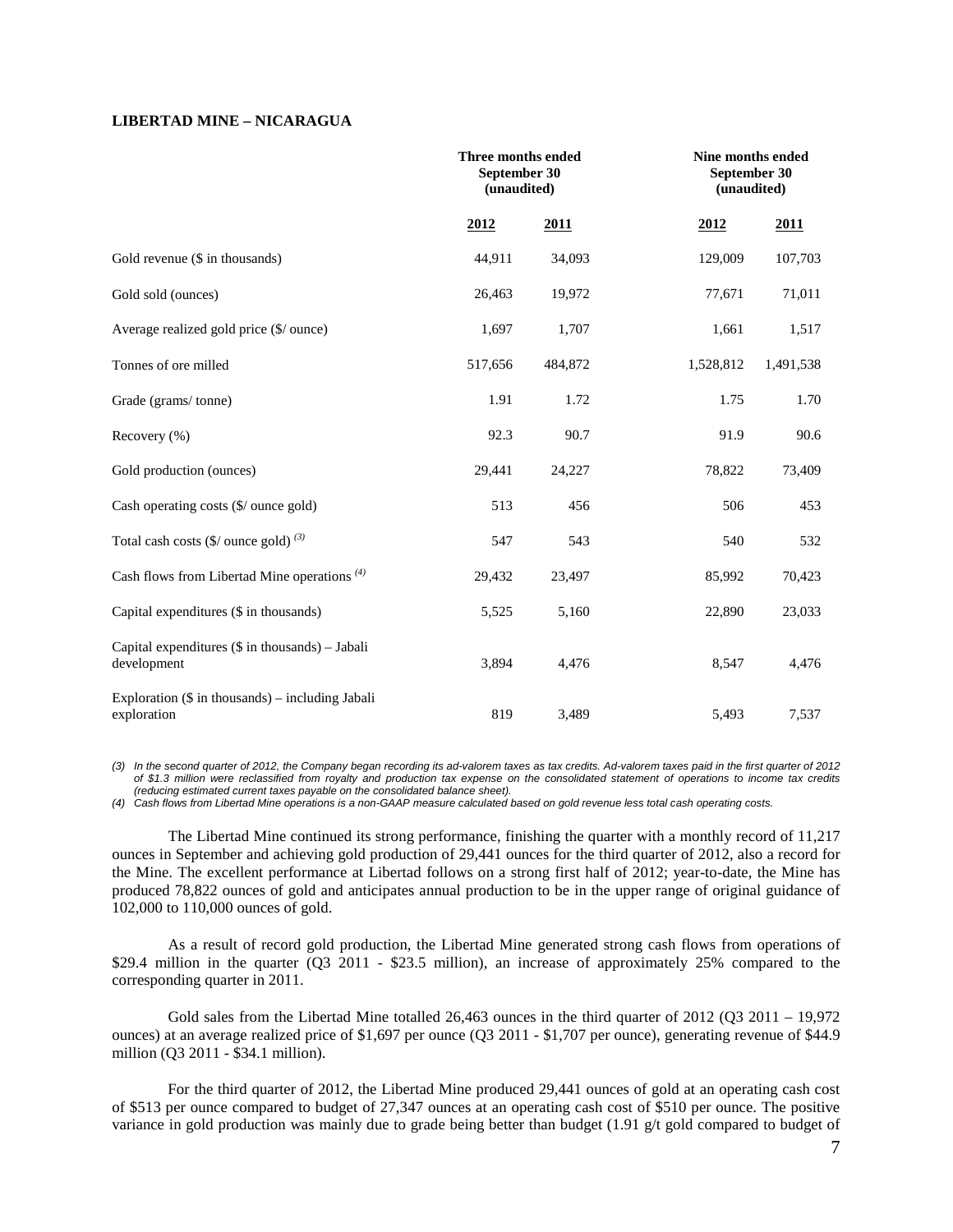**LIBERTAD MINE – NICARAGUA**

| | Three months ended September 30 (unaudited) | | Nine months ended September 30 (unaudited) | |
|---|---|---|---|---|
| | **2012** | **2011** | **2012** | **2011** |
| Gold revenue ($ in thousands) | 44,911 | 34,093 | 129,009 | 107,703 |
| Gold sold (ounces) | 26,463 | 19,972 | 77,671 | 71,011 |
| Average realized gold price ($/ ounce) | 1,697 | 1,707 | 1,661 | 1,517 |
| Tonnes of ore milled | 517,656 | 484,872 | 1,528,812 | 1,491,538 |
| Grade (grams/ tonne) | 1.91 | 1.72 | 1.75 | 1.70 |
| Recovery (%) | 92.3 | 90.7 | 91.9 | 90.6 |
| Gold production (ounces) | 29,441 | 24,227 | 78,822 | 73,409 |
| Cash operating costs ($/ ounce gold) | 513 | 456 | 506 | 453 |
| Total cash costs ($/ ounce gold) (3) | 547 | 543 | 540 | 532 |
| Cash flows from Libertad Mine operations (4) | 29,432 | 23,497 | 85,992 | 70,423 |
| Capital expenditures ($ in thousands) | 5,525 | 5,160 | 22,890 | 23,033 |
| Capital expenditures ($ in thousands) – Jabali development | 3,894 | 4,476 | 8,547 | 4,476 |
| Exploration ($ in thousands) – including Jabali exploration | 819 | 3,489 | 5,493 | 7,537 |

*(3) In the second quarter of 2012, the Company began recording its ad-valorem taxes as tax credits. Ad-valorem taxes paid in the first quarter of 2012 of $1.3 million were reclassified from royalty and production tax expense on the consolidated statement of operations to income tax credits (reducing estimated current taxes payable on the consolidated balance sheet).*

*(4) Cash flows from Libertad Mine operations is a non-GAAP measure calculated based on gold revenue less total cash operating costs.*

The Libertad Mine continued its strong performance, finishing the quarter with a monthly record of 11,217 ounces in September and achieving gold production of 29,441 ounces for the third quarter of 2012, also a record for the Mine. The excellent performance at Libertad follows on a strong first half of 2012; year-to-date, the Mine has produced 78,822 ounces of gold and anticipates annual production to be in the upper range of original guidance of 102,000 to 110,000 ounces of gold.

As a result of record gold production, the Libertad Mine generated strong cash flows from operations of $29.4 million in the quarter (Q3 2011 - $23.5 million), an increase of approximately 25% compared to the corresponding quarter in 2011.

Gold sales from the Libertad Mine totalled 26,463 ounces in the third quarter of 2012 (Q3 2011 – 19,972 ounces) at an average realized price of $1,697 per ounce (Q3 2011 - $1,707 per ounce), generating revenue of $44.9 million (Q3 2011 - $34.1 million).

For the third quarter of 2012, the Libertad Mine produced 29,441 ounces of gold at an operating cash cost of $513 per ounce compared to budget of 27,347 ounces at an operating cash cost of $510 per ounce. The positive variance in gold production was mainly due to grade being better than budget (1.91 g/t gold compared to budget of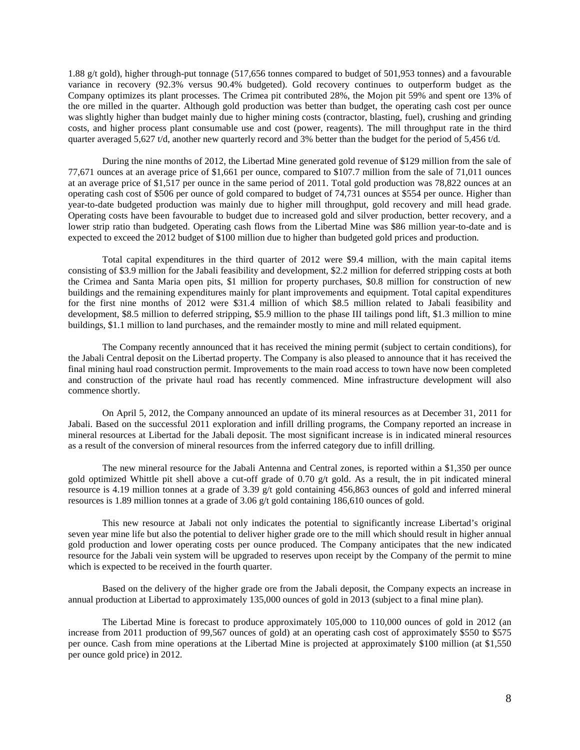1.88 g/t gold), higher through-put tonnage (517,656 tonnes compared to budget of 501,953 tonnes) and a favourable variance in recovery (92.3% versus 90.4% budgeted). Gold recovery continues to outperform budget as the Company optimizes its plant processes. The Crimea pit contributed 28%, the Mojon pit 59% and spent ore 13% of the ore milled in the quarter. Although gold production was better than budget, the operating cash cost per ounce was slightly higher than budget mainly due to higher mining costs (contractor, blasting, fuel), crushing and grinding costs, and higher process plant consumable use and cost (power, reagents). The mill throughput rate in the third quarter averaged 5,627 t/d, another new quarterly record and 3% better than the budget for the period of 5,456 t/d.

During the nine months of 2012, the Libertad Mine generated gold revenue of $129 million from the sale of 77,671 ounces at an average price of $1,661 per ounce, compared to $107.7 million from the sale of 71,011 ounces at an average price of $1,517 per ounce in the same period of 2011. Total gold production was 78,822 ounces at an operating cash cost of $506 per ounce of gold compared to budget of 74,731 ounces at $554 per ounce. Higher than year-to-date budgeted production was mainly due to higher mill throughput, gold recovery and mill head grade. Operating costs have been favourable to budget due to increased gold and silver production, better recovery, and a lower strip ratio than budgeted. Operating cash flows from the Libertad Mine was $86 million year-to-date and is expected to exceed the 2012 budget of $100 million due to higher than budgeted gold prices and production.

Total capital expenditures in the third quarter of 2012 were $9.4 million, with the main capital items consisting of $3.9 million for the Jabali feasibility and development, $2.2 million for deferred stripping costs at both the Crimea and Santa Maria open pits, $1 million for property purchases, $0.8 million for construction of new buildings and the remaining expenditures mainly for plant improvements and equipment. Total capital expenditures for the first nine months of 2012 were $31.4 million of which $8.5 million related to Jabali feasibility and development, $8.5 million to deferred stripping, $5.9 million to the phase III tailings pond lift, $1.3 million to mine buildings, $1.1 million to land purchases, and the remainder mostly to mine and mill related equipment.

The Company recently announced that it has received the mining permit (subject to certain conditions), for the Jabali Central deposit on the Libertad property. The Company is also pleased to announce that it has received the final mining haul road construction permit. Improvements to the main road access to town have now been completed and construction of the private haul road has recently commenced. Mine infrastructure development will also commence shortly.

On April 5, 2012, the Company announced an update of its mineral resources as at December 31, 2011 for Jabali. Based on the successful 2011 exploration and infill drilling programs, the Company reported an increase in mineral resources at Libertad for the Jabali deposit. The most significant increase is in indicated mineral resources as a result of the conversion of mineral resources from the inferred category due to infill drilling.

The new mineral resource for the Jabali Antenna and Central zones, is reported within a $1,350 per ounce gold optimized Whittle pit shell above a cut-off grade of 0.70 g/t gold. As a result, the in pit indicated mineral resource is 4.19 million tonnes at a grade of 3.39 g/t gold containing 456,863 ounces of gold and inferred mineral resources is 1.89 million tonnes at a grade of 3.06 g/t gold containing 186,610 ounces of gold.

This new resource at Jabali not only indicates the potential to significantly increase Libertad's original seven year mine life but also the potential to deliver higher grade ore to the mill which should result in higher annual gold production and lower operating costs per ounce produced. The Company anticipates that the new indicated resource for the Jabali vein system will be upgraded to reserves upon receipt by the Company of the permit to mine which is expected to be received in the fourth quarter.

Based on the delivery of the higher grade ore from the Jabali deposit, the Company expects an increase in annual production at Libertad to approximately 135,000 ounces of gold in 2013 (subject to a final mine plan).

The Libertad Mine is forecast to produce approximately 105,000 to 110,000 ounces of gold in 2012 (an increase from 2011 production of 99,567 ounces of gold) at an operating cash cost of approximately $550 to $575 per ounce. Cash from mine operations at the Libertad Mine is projected at approximately $100 million (at $1,550 per ounce gold price) in 2012.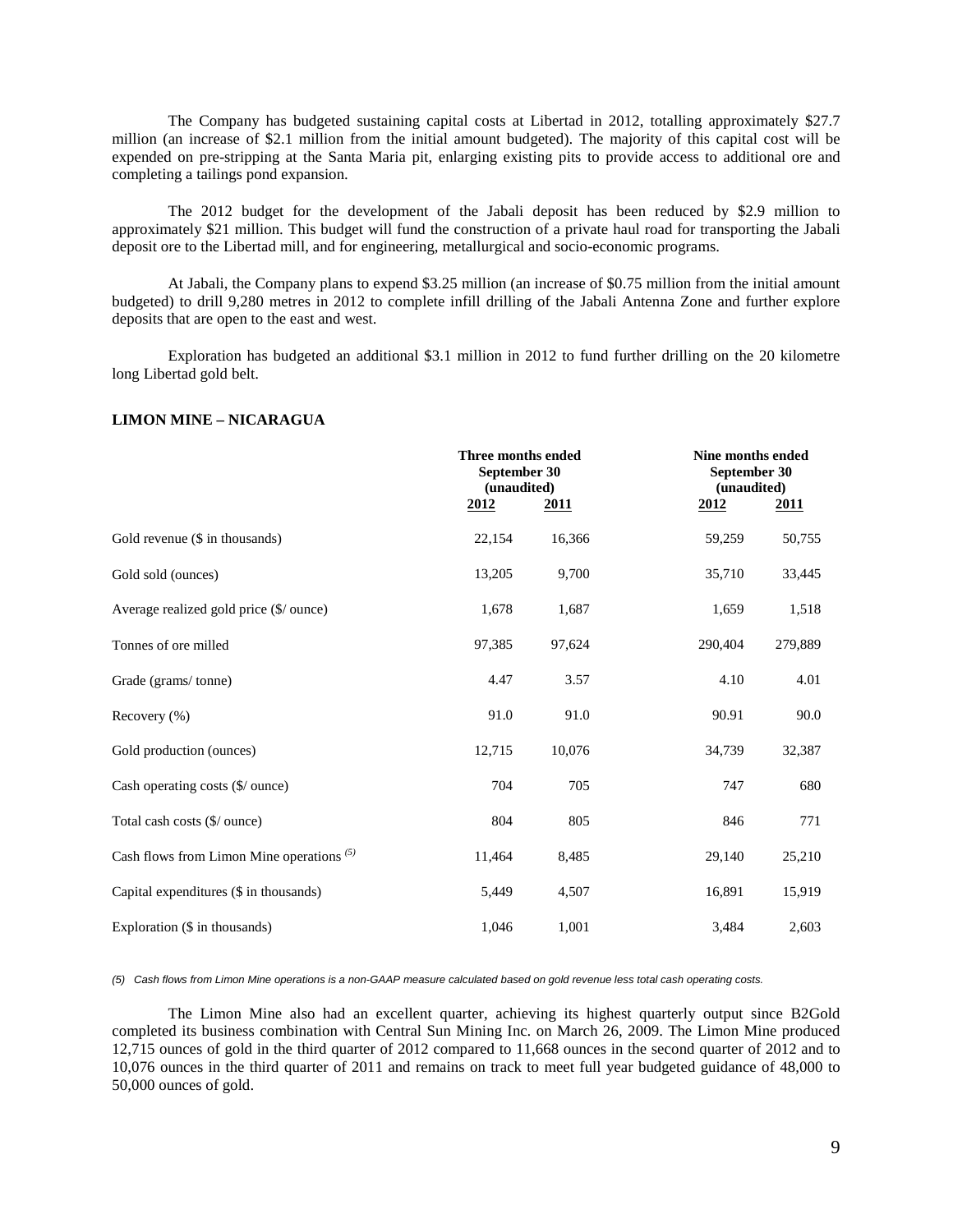The Company has budgeted sustaining capital costs at Libertad in 2012, totalling approximately $27.7 million (an increase of $2.1 million from the initial amount budgeted). The majority of this capital cost will be expended on pre-stripping at the Santa Maria pit, enlarging existing pits to provide access to additional ore and completing a tailings pond expansion.

The 2012 budget for the development of the Jabali deposit has been reduced by $2.9 million to approximately $21 million. This budget will fund the construction of a private haul road for transporting the Jabali deposit ore to the Libertad mill, and for engineering, metallurgical and socio-economic programs.

At Jabali, the Company plans to expend $3.25 million (an increase of $0.75 million from the initial amount budgeted) to drill 9,280 metres in 2012 to complete infill drilling of the Jabali Antenna Zone and further explore deposits that are open to the east and west.

Exploration has budgeted an additional $3.1 million in 2012 to fund further drilling on the 20 kilometre long Libertad gold belt.

**LIMON MINE – NICARAGUA**

| | Three months ended September 30 (unaudited) | | Nine months ended September 30 (unaudited) | |
|---|---|---|---|---|
| | 2012 | 2011 | 2012 | 2011 |
| Gold revenue ($ in thousands) | 22,154 | 16,366 | 59,259 | 50,755 |
| Gold sold (ounces) | 13,205 | 9,700 | 35,710 | 33,445 |
| Average realized gold price ($/ ounce) | 1,678 | 1,687 | 1,659 | 1,518 |
| Tonnes of ore milled | 97,385 | 97,624 | 290,404 | 279,889 |
| Grade (grams/ tonne) | 4.47 | 3.57 | 4.10 | 4.01 |
| Recovery (%) | 91.0 | 91.0 | 90.91 | 90.0 |
| Gold production (ounces) | 12,715 | 10,076 | 34,739 | 32,387 |
| Cash operating costs ($/ ounce) | 704 | 705 | 747 | 680 |
| Total cash costs ($/ ounce) | 804 | 805 | 846 | 771 |
| Cash flows from Limon Mine operations [(5)] | 11,464 | 8,485 | 29,140 | 25,210 |
| Capital expenditures ($ in thousands) | 5,449 | 4,507 | 16,891 | 15,919 |
| Exploration ($ in thousands) | 1,046 | 1,001 | 3,484 | 2,603 |

*(5) Cash flows from Limon Mine operations is a non-GAAP measure calculated based on gold revenue less total cash operating costs.*

The Limon Mine also had an excellent quarter, achieving its highest quarterly output since B2Gold completed its business combination with Central Sun Mining Inc. on March 26, 2009. The Limon Mine produced 12,715 ounces of gold in the third quarter of 2012 compared to 11,668 ounces in the second quarter of 2012 and to 10,076 ounces in the third quarter of 2011 and remains on track to meet full year budgeted guidance of 48,000 to 50,000 ounces of gold.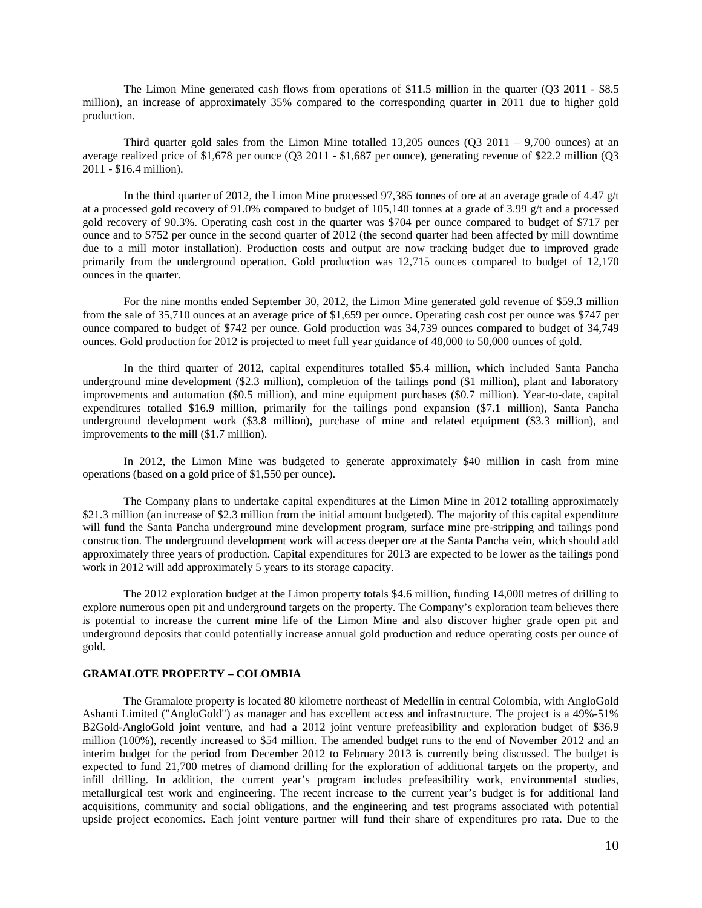The Limon Mine generated cash flows from operations of $11.5 million in the quarter (Q3 2011 - $8.5 million), an increase of approximately 35% compared to the corresponding quarter in 2011 due to higher gold production.

Third quarter gold sales from the Limon Mine totalled 13,205 ounces (Q3 2011 – 9,700 ounces) at an average realized price of $1,678 per ounce (Q3 2011 - $1,687 per ounce), generating revenue of $22.2 million (Q3 2011 - $16.4 million).

In the third quarter of 2012, the Limon Mine processed 97,385 tonnes of ore at an average grade of 4.47 g/t at a processed gold recovery of 91.0% compared to budget of 105,140 tonnes at a grade of 3.99 g/t and a processed gold recovery of 90.3%. Operating cash cost in the quarter was $704 per ounce compared to budget of $717 per ounce and to $752 per ounce in the second quarter of 2012 (the second quarter had been affected by mill downtime due to a mill motor installation). Production costs and output are now tracking budget due to improved grade primarily from the underground operation. Gold production was 12,715 ounces compared to budget of 12,170 ounces in the quarter.

For the nine months ended September 30, 2012, the Limon Mine generated gold revenue of $59.3 million from the sale of 35,710 ounces at an average price of $1,659 per ounce. Operating cash cost per ounce was $747 per ounce compared to budget of $742 per ounce. Gold production was 34,739 ounces compared to budget of 34,749 ounces. Gold production for 2012 is projected to meet full year guidance of 48,000 to 50,000 ounces of gold.

In the third quarter of 2012, capital expenditures totalled $5.4 million, which included Santa Pancha underground mine development ($2.3 million), completion of the tailings pond ($1 million), plant and laboratory improvements and automation ($0.5 million), and mine equipment purchases ($0.7 million). Year-to-date, capital expenditures totalled $16.9 million, primarily for the tailings pond expansion ($7.1 million), Santa Pancha underground development work ($3.8 million), purchase of mine and related equipment ($3.3 million), and improvements to the mill ($1.7 million).

In 2012, the Limon Mine was budgeted to generate approximately $40 million in cash from mine operations (based on a gold price of $1,550 per ounce).

The Company plans to undertake capital expenditures at the Limon Mine in 2012 totalling approximately $21.3 million (an increase of $2.3 million from the initial amount budgeted). The majority of this capital expenditure will fund the Santa Pancha underground mine development program, surface mine pre-stripping and tailings pond construction. The underground development work will access deeper ore at the Santa Pancha vein, which should add approximately three years of production. Capital expenditures for 2013 are expected to be lower as the tailings pond work in 2012 will add approximately 5 years to its storage capacity.

The 2012 exploration budget at the Limon property totals $4.6 million, funding 14,000 metres of drilling to explore numerous open pit and underground targets on the property. The Company's exploration team believes there is potential to increase the current mine life of the Limon Mine and also discover higher grade open pit and underground deposits that could potentially increase annual gold production and reduce operating costs per ounce of gold.

## GRAMALOTE PROPERTY – COLOMBIA

The Gramalote property is located 80 kilometre northeast of Medellin in central Colombia, with AngloGold Ashanti Limited ("AngloGold") as manager and has excellent access and infrastructure. The project is a 49%-51% B2Gold-AngloGold joint venture, and had a 2012 joint venture prefeasibility and exploration budget of $36.9 million (100%), recently increased to $54 million. The amended budget runs to the end of November 2012 and an interim budget for the period from December 2012 to February 2013 is currently being discussed. The budget is expected to fund 21,700 metres of diamond drilling for the exploration of additional targets on the property, and infill drilling. In addition, the current year's program includes prefeasibility work, environmental studies, metallurgical test work and engineering. The recent increase to the current year's budget is for additional land acquisitions, community and social obligations, and the engineering and test programs associated with potential upside project economics. Each joint venture partner will fund their share of expenditures pro rata. Due to the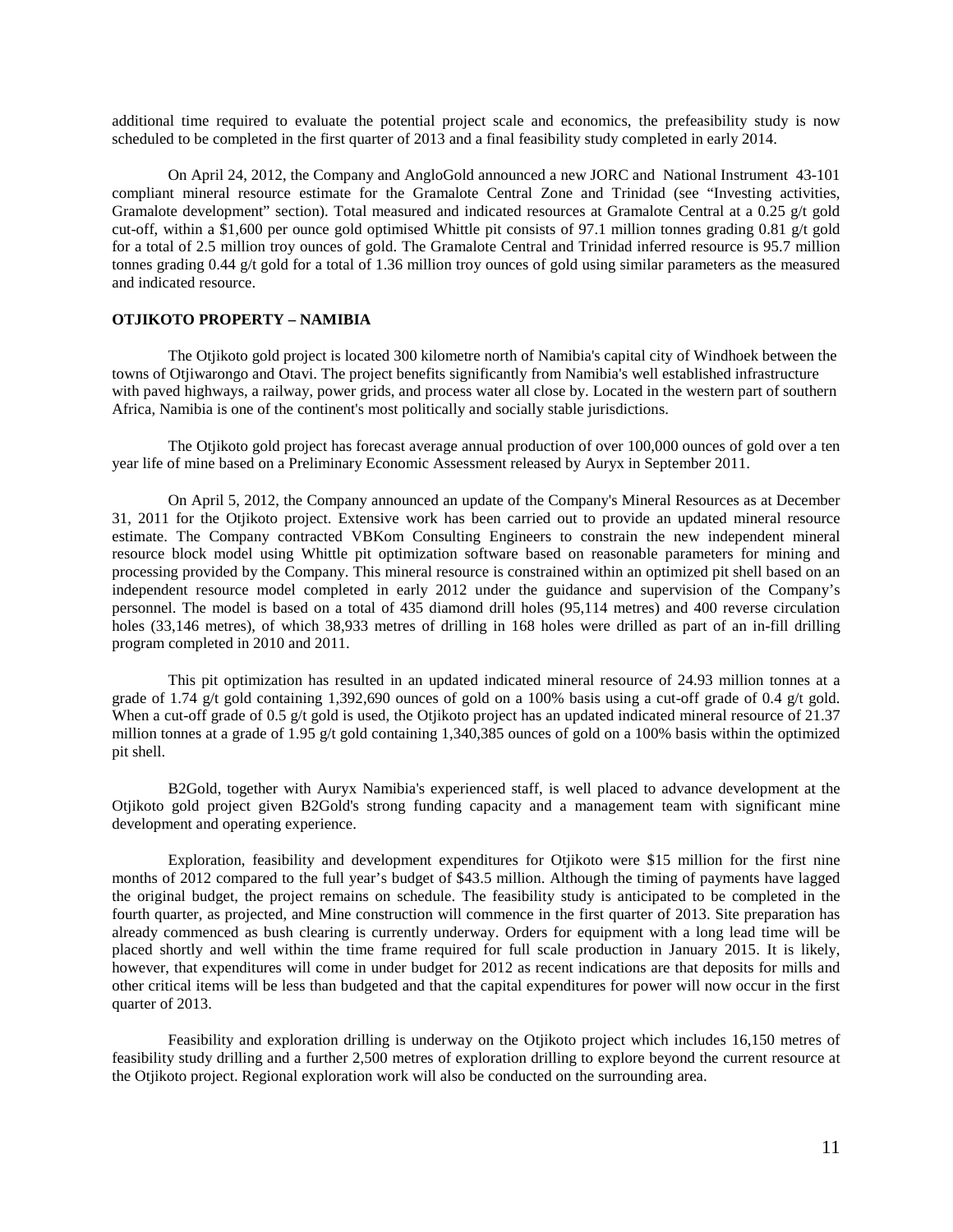additional time required to evaluate the potential project scale and economics, the prefeasibility study is now scheduled to be completed in the first quarter of 2013 and a final feasibility study completed in early 2014.

On April 24, 2012, the Company and AngloGold announced a new JORC and National Instrument 43-101 compliant mineral resource estimate for the Gramalote Central Zone and Trinidad (see "Investing activities, Gramalote development" section). Total measured and indicated resources at Gramalote Central at a 0.25 g/t gold cut-off, within a $1,600 per ounce gold optimised Whittle pit consists of 97.1 million tonnes grading 0.81 g/t gold for a total of 2.5 million troy ounces of gold. The Gramalote Central and Trinidad inferred resource is 95.7 million tonnes grading 0.44 g/t gold for a total of 1.36 million troy ounces of gold using similar parameters as the measured and indicated resource.

**OTJIKOTO PROPERTY – NAMIBIA**

The Otjikoto gold project is located 300 kilometre north of Namibia's capital city of Windhoek between the towns of Otjiwarongo and Otavi. The project benefits significantly from Namibia's well established infrastructure with paved highways, a railway, power grids, and process water all close by. Located in the western part of southern Africa, Namibia is one of the continent's most politically and socially stable jurisdictions.

The Otjikoto gold project has forecast average annual production of over 100,000 ounces of gold over a ten year life of mine based on a Preliminary Economic Assessment released by Auryx in September 2011.

On April 5, 2012, the Company announced an update of the Company's Mineral Resources as at December 31, 2011 for the Otjikoto project. Extensive work has been carried out to provide an updated mineral resource estimate. The Company contracted VBKom Consulting Engineers to constrain the new independent mineral resource block model using Whittle pit optimization software based on reasonable parameters for mining and processing provided by the Company. This mineral resource is constrained within an optimized pit shell based on an independent resource model completed in early 2012 under the guidance and supervision of the Company's personnel. The model is based on a total of 435 diamond drill holes (95,114 metres) and 400 reverse circulation holes (33,146 metres), of which 38,933 metres of drilling in 168 holes were drilled as part of an in-fill drilling program completed in 2010 and 2011.

This pit optimization has resulted in an updated indicated mineral resource of 24.93 million tonnes at a grade of 1.74 g/t gold containing 1,392,690 ounces of gold on a 100% basis using a cut-off grade of 0.4 g/t gold. When a cut-off grade of 0.5 g/t gold is used, the Otjikoto project has an updated indicated mineral resource of 21.37 million tonnes at a grade of 1.95 g/t gold containing 1,340,385 ounces of gold on a 100% basis within the optimized pit shell.

B2Gold, together with Auryx Namibia's experienced staff, is well placed to advance development at the Otjikoto gold project given B2Gold's strong funding capacity and a management team with significant mine development and operating experience.

Exploration, feasibility and development expenditures for Otjikoto were $15 million for the first nine months of 2012 compared to the full year's budget of $43.5 million. Although the timing of payments have lagged the original budget, the project remains on schedule. The feasibility study is anticipated to be completed in the fourth quarter, as projected, and Mine construction will commence in the first quarter of 2013. Site preparation has already commenced as bush clearing is currently underway. Orders for equipment with a long lead time will be placed shortly and well within the time frame required for full scale production in January 2015. It is likely, however, that expenditures will come in under budget for 2012 as recent indications are that deposits for mills and other critical items will be less than budgeted and that the capital expenditures for power will now occur in the first quarter of 2013.

Feasibility and exploration drilling is underway on the Otjikoto project which includes 16,150 metres of feasibility study drilling and a further 2,500 metres of exploration drilling to explore beyond the current resource at the Otjikoto project. Regional exploration work will also be conducted on the surrounding area.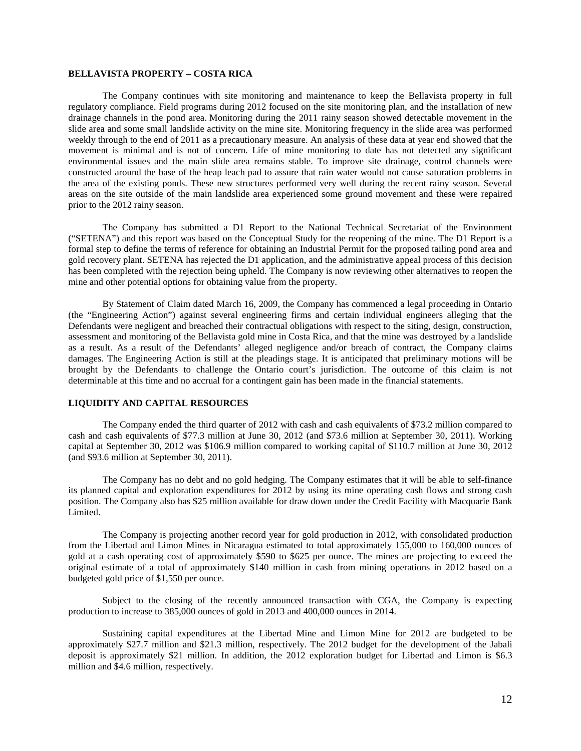## BELLAVISTA PROPERTY – COSTA RICA

The Company continues with site monitoring and maintenance to keep the Bellavista property in full regulatory compliance. Field programs during 2012 focused on the site monitoring plan, and the installation of new drainage channels in the pond area. Monitoring during the 2011 rainy season showed detectable movement in the slide area and some small landslide activity on the mine site. Monitoring frequency in the slide area was performed weekly through to the end of 2011 as a precautionary measure. An analysis of these data at year end showed that the movement is minimal and is not of concern. Life of mine monitoring to date has not detected any significant environmental issues and the main slide area remains stable. To improve site drainage, control channels were constructed around the base of the heap leach pad to assure that rain water would not cause saturation problems in the area of the existing ponds. These new structures performed very well during the recent rainy season. Several areas on the site outside of the main landslide area experienced some ground movement and these were repaired prior to the 2012 rainy season.

The Company has submitted a D1 Report to the National Technical Secretariat of the Environment ("SETENA") and this report was based on the Conceptual Study for the reopening of the mine. The D1 Report is a formal step to define the terms of reference for obtaining an Industrial Permit for the proposed tailing pond area and gold recovery plant. SETENA has rejected the D1 application, and the administrative appeal process of this decision has been completed with the rejection being upheld. The Company is now reviewing other alternatives to reopen the mine and other potential options for obtaining value from the property.

By Statement of Claim dated March 16, 2009, the Company has commenced a legal proceeding in Ontario (the "Engineering Action") against several engineering firms and certain individual engineers alleging that the Defendants were negligent and breached their contractual obligations with respect to the siting, design, construction, assessment and monitoring of the Bellavista gold mine in Costa Rica, and that the mine was destroyed by a landslide as a result. As a result of the Defendants' alleged negligence and/or breach of contract, the Company claims damages. The Engineering Action is still at the pleadings stage. It is anticipated that preliminary motions will be brought by the Defendants to challenge the Ontario court's jurisdiction. The outcome of this claim is not determinable at this time and no accrual for a contingent gain has been made in the financial statements.

## LIQUIDITY AND CAPITAL RESOURCES

The Company ended the third quarter of 2012 with cash and cash equivalents of $73.2 million compared to cash and cash equivalents of $77.3 million at June 30, 2012 (and $73.6 million at September 30, 2011). Working capital at September 30, 2012 was $106.9 million compared to working capital of $110.7 million at June 30, 2012 (and $93.6 million at September 30, 2011).

The Company has no debt and no gold hedging. The Company estimates that it will be able to self-finance its planned capital and exploration expenditures for 2012 by using its mine operating cash flows and strong cash position. The Company also has $25 million available for draw down under the Credit Facility with Macquarie Bank Limited.

The Company is projecting another record year for gold production in 2012, with consolidated production from the Libertad and Limon Mines in Nicaragua estimated to total approximately 155,000 to 160,000 ounces of gold at a cash operating cost of approximately $590 to $625 per ounce. The mines are projecting to exceed the original estimate of a total of approximately $140 million in cash from mining operations in 2012 based on a budgeted gold price of $1,550 per ounce.

Subject to the closing of the recently announced transaction with CGA, the Company is expecting production to increase to 385,000 ounces of gold in 2013 and 400,000 ounces in 2014.

Sustaining capital expenditures at the Libertad Mine and Limon Mine for 2012 are budgeted to be approximately $27.7 million and $21.3 million, respectively. The 2012 budget for the development of the Jabali deposit is approximately $21 million. In addition, the 2012 exploration budget for Libertad and Limon is $6.3 million and $4.6 million, respectively.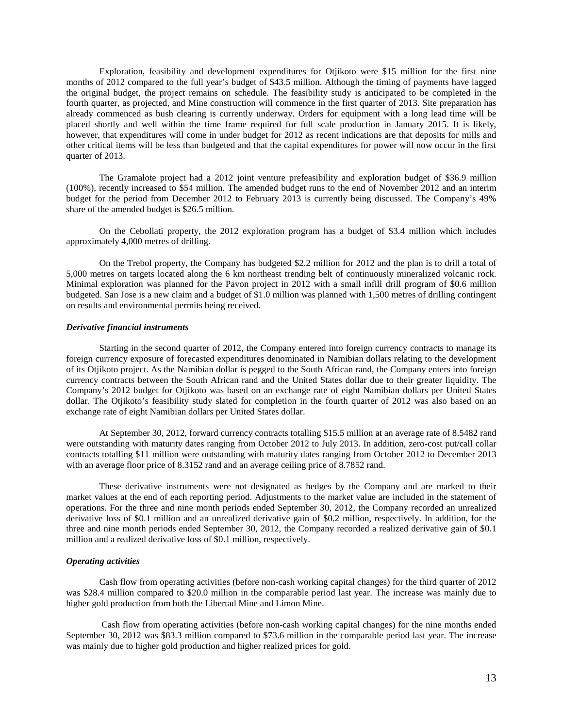Exploration, feasibility and development expenditures for Otjikoto were $15 million for the first nine months of 2012 compared to the full year's budget of $43.5 million. Although the timing of payments have lagged the original budget, the project remains on schedule. The feasibility study is anticipated to be completed in the fourth quarter, as projected, and Mine construction will commence in the first quarter of 2013. Site preparation has already commenced as bush clearing is currently underway. Orders for equipment with a long lead time will be placed shortly and well within the time frame required for full scale production in January 2015. It is likely, however, that expenditures will come in under budget for 2012 as recent indications are that deposits for mills and other critical items will be less than budgeted and that the capital expenditures for power will now occur in the first quarter of 2013.

The Gramalote project had a 2012 joint venture prefeasibility and exploration budget of $36.9 million (100%), recently increased to $54 million. The amended budget runs to the end of November 2012 and an interim budget for the period from December 2012 to February 2013 is currently being discussed. The Company's 49% share of the amended budget is $26.5 million.

On the Cebollati property, the 2012 exploration program has a budget of $3.4 million which includes approximately 4,000 metres of drilling.

On the Trebol property, the Company has budgeted $2.2 million for 2012 and the plan is to drill a total of 5,000 metres on targets located along the 6 km northeast trending belt of continuously mineralized volcanic rock. Minimal exploration was planned for the Pavon project in 2012 with a small infill drill program of $0.6 million budgeted. San Jose is a new claim and a budget of $1.0 million was planned with 1,500 metres of drilling contingent on results and environmental permits being received.

***Derivative financial instruments***

Starting in the second quarter of 2012, the Company entered into foreign currency contracts to manage its foreign currency exposure of forecasted expenditures denominated in Namibian dollars relating to the development of its Otjikoto project. As the Namibian dollar is pegged to the South African rand, the Company enters into foreign currency contracts between the South African rand and the United States dollar due to their greater liquidity. The Company's 2012 budget for Otjikoto was based on an exchange rate of eight Namibian dollars per United States dollar. The Otjikoto's feasibility study slated for completion in the fourth quarter of 2012 was also based on an exchange rate of eight Namibian dollars per United States dollar.

At September 30, 2012, forward currency contracts totalling $15.5 million at an average rate of 8.5482 rand were outstanding with maturity dates ranging from October 2012 to July 2013. In addition, zero-cost put/call collar contracts totalling $11 million were outstanding with maturity dates ranging from October 2012 to December 2013 with an average floor price of 8.3152 rand and an average ceiling price of 8.7852 rand.

These derivative instruments were not designated as hedges by the Company and are marked to their market values at the end of each reporting period. Adjustments to the market value are included in the statement of operations. For the three and nine month periods ended September 30, 2012, the Company recorded an unrealized derivative loss of $0.1 million and an unrealized derivative gain of $0.2 million, respectively. In addition, for the three and nine month periods ended September 30, 2012, the Company recorded a realized derivative gain of $0.1 million and a realized derivative loss of $0.1 million, respectively.

***Operating activities***

Cash flow from operating activities (before non-cash working capital changes) for the third quarter of 2012 was $28.4 million compared to $20.0 million in the comparable period last year. The increase was mainly due to higher gold production from both the Libertad Mine and Limon Mine.

Cash flow from operating activities (before non-cash working capital changes) for the nine months ended September 30, 2012 was $83.3 million compared to $73.6 million in the comparable period last year. The increase was mainly due to higher gold production and higher realized prices for gold.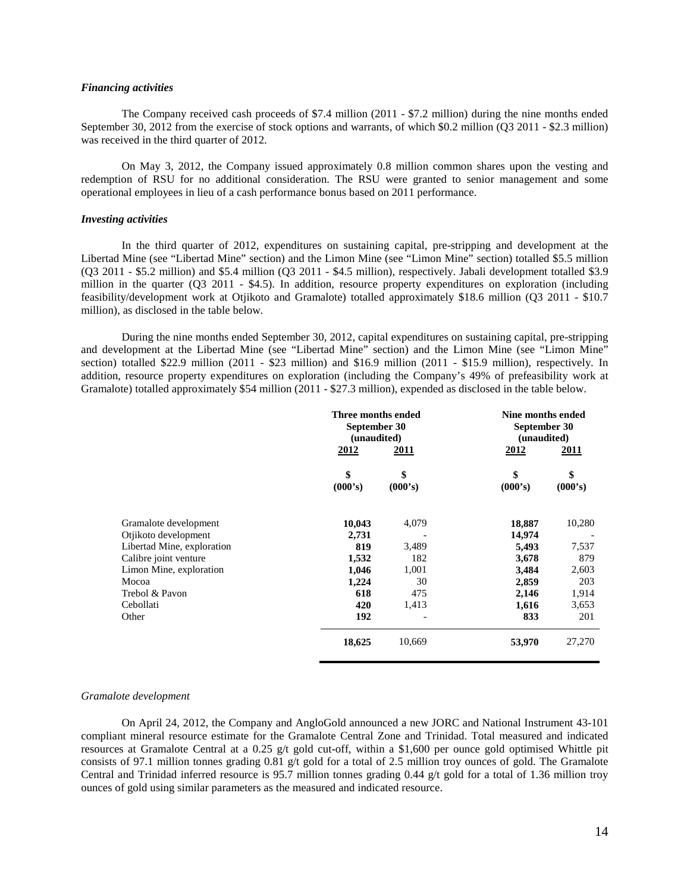***Financing activities***

The Company received cash proceeds of $7.4 million (2011 - $7.2 million) during the nine months ended September 30, 2012 from the exercise of stock options and warrants, of which $0.2 million (Q3 2011 - $2.3 million) was received in the third quarter of 2012.

On May 3, 2012, the Company issued approximately 0.8 million common shares upon the vesting and redemption of RSU for no additional consideration. The RSU were granted to senior management and some operational employees in lieu of a cash performance bonus based on 2011 performance.

***Investing activities***

In the third quarter of 2012, expenditures on sustaining capital, pre-stripping and development at the Libertad Mine (see "Libertad Mine" section) and the Limon Mine (see "Limon Mine" section) totalled $5.5 million (Q3 2011 - $5.2 million) and $5.4 million (Q3 2011 - $4.5 million), respectively. Jabali development totalled $3.9 million in the quarter (Q3 2011 - $4.5). In addition, resource property expenditures on exploration (including feasibility/development work at Otjikoto and Gramalote) totalled approximately $18.6 million (Q3 2011 - $10.7 million), as disclosed in the table below.

During the nine months ended September 30, 2012, capital expenditures on sustaining capital, pre-stripping and development at the Libertad Mine (see "Libertad Mine" section) and the Limon Mine (see "Limon Mine" section) totalled $22.9 million (2011 - $23 million) and $16.9 million (2011 - $15.9 million), respectively. In addition, resource property expenditures on exploration (including the Company's 49% of prefeasibility work at Gramalote) totalled approximately $54 million (2011 - $27.3 million), expended as disclosed in the table below.

| | Three months ended September 30 (unaudited) | | Nine months ended September 30 (unaudited) | |
|---|---|---|---|---|
| | 2012 | 2011 | 2012 | 2011 |
| | $ (000's) | $ (000's) | $ (000's) | $ (000's) |
| Gramalote development | **10,043** | 4,079 | **18,887** | 10,280 |
| Otjikoto development | **2,731** | - | **14,974** | - |
| Libertad Mine, exploration | **819** | 3,489 | **5,493** | 7,537 |
| Calibre joint venture | **1,532** | 182 | **3,678** | 879 |
| Limon Mine, exploration | **1,046** | 1,001 | **3,484** | 2,603 |
| Mocoa | **1,224** | 30 | **2,859** | 203 |
| Trebol & Pavon | **618** | 475 | **2,146** | 1,914 |
| Cebollati | **420** | 1,413 | **1,616** | 3,653 |
| Other | **192** | - | **833** | 201 |
| | **18,625** | 10,669 | **53,970** | 27,270 |

*Gramalote development*

On April 24, 2012, the Company and AngloGold announced a new JORC and National Instrument 43-101 compliant mineral resource estimate for the Gramalote Central Zone and Trinidad. Total measured and indicated resources at Gramalote Central at a 0.25 g/t gold cut-off, within a $1,600 per ounce gold optimised Whittle pit consists of 97.1 million tonnes grading 0.81 g/t gold for a total of 2.5 million troy ounces of gold. The Gramalote Central and Trinidad inferred resource is 95.7 million tonnes grading 0.44 g/t gold for a total of 1.36 million troy ounces of gold using similar parameters as the measured and indicated resource.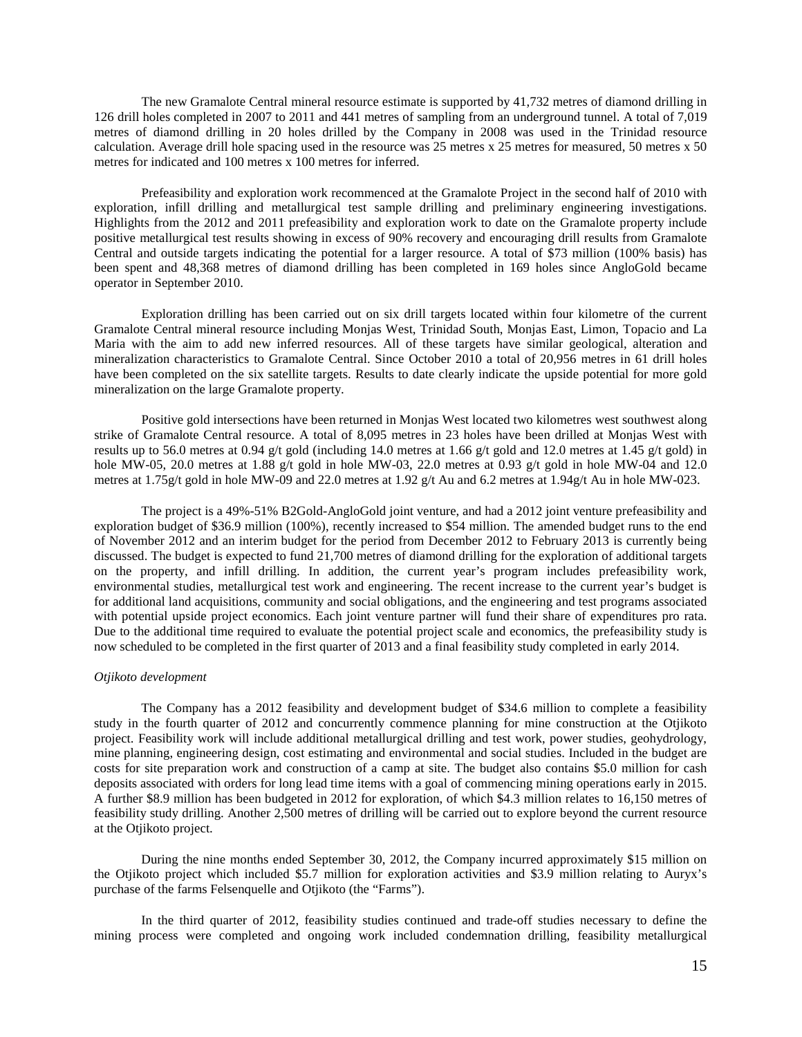The new Gramalote Central mineral resource estimate is supported by 41,732 metres of diamond drilling in 126 drill holes completed in 2007 to 2011 and 441 metres of sampling from an underground tunnel. A total of 7,019 metres of diamond drilling in 20 holes drilled by the Company in 2008 was used in the Trinidad resource calculation. Average drill hole spacing used in the resource was 25 metres x 25 metres for measured, 50 metres x 50 metres for indicated and 100 metres x 100 metres for inferred.

Prefeasibility and exploration work recommenced at the Gramalote Project in the second half of 2010 with exploration, infill drilling and metallurgical test sample drilling and preliminary engineering investigations. Highlights from the 2012 and 2011 prefeasibility and exploration work to date on the Gramalote property include positive metallurgical test results showing in excess of 90% recovery and encouraging drill results from Gramalote Central and outside targets indicating the potential for a larger resource. A total of $73 million (100% basis) has been spent and 48,368 metres of diamond drilling has been completed in 169 holes since AngloGold became operator in September 2010.

Exploration drilling has been carried out on six drill targets located within four kilometre of the current Gramalote Central mineral resource including Monjas West, Trinidad South, Monjas East, Limon, Topacio and La Maria with the aim to add new inferred resources. All of these targets have similar geological, alteration and mineralization characteristics to Gramalote Central. Since October 2010 a total of 20,956 metres in 61 drill holes have been completed on the six satellite targets. Results to date clearly indicate the upside potential for more gold mineralization on the large Gramalote property.

Positive gold intersections have been returned in Monjas West located two kilometres west southwest along strike of Gramalote Central resource. A total of 8,095 metres in 23 holes have been drilled at Monjas West with results up to 56.0 metres at 0.94 g/t gold (including 14.0 metres at 1.66 g/t gold and 12.0 metres at 1.45 g/t gold) in hole MW-05, 20.0 metres at 1.88 g/t gold in hole MW-03, 22.0 metres at 0.93 g/t gold in hole MW-04 and 12.0 metres at 1.75g/t gold in hole MW-09 and 22.0 metres at 1.92 g/t Au and 6.2 metres at 1.94g/t Au in hole MW-023.

The project is a 49%-51% B2Gold-AngloGold joint venture, and had a 2012 joint venture prefeasibility and exploration budget of $36.9 million (100%), recently increased to $54 million. The amended budget runs to the end of November 2012 and an interim budget for the period from December 2012 to February 2013 is currently being discussed. The budget is expected to fund 21,700 metres of diamond drilling for the exploration of additional targets on the property, and infill drilling. In addition, the current year's program includes prefeasibility work, environmental studies, metallurgical test work and engineering. The recent increase to the current year's budget is for additional land acquisitions, community and social obligations, and the engineering and test programs associated with potential upside project economics. Each joint venture partner will fund their share of expenditures pro rata. Due to the additional time required to evaluate the potential project scale and economics, the prefeasibility study is now scheduled to be completed in the first quarter of 2013 and a final feasibility study completed in early 2014.

*Otjikoto development*

The Company has a 2012 feasibility and development budget of $34.6 million to complete a feasibility study in the fourth quarter of 2012 and concurrently commence planning for mine construction at the Otjikoto project. Feasibility work will include additional metallurgical drilling and test work, power studies, geohydrology, mine planning, engineering design, cost estimating and environmental and social studies. Included in the budget are costs for site preparation work and construction of a camp at site. The budget also contains $5.0 million for cash deposits associated with orders for long lead time items with a goal of commencing mining operations early in 2015. A further $8.9 million has been budgeted in 2012 for exploration, of which $4.3 million relates to 16,150 metres of feasibility study drilling. Another 2,500 metres of drilling will be carried out to explore beyond the current resource at the Otjikoto project.

During the nine months ended September 30, 2012, the Company incurred approximately $15 million on the Otjikoto project which included $5.7 million for exploration activities and $3.9 million relating to Auryx's purchase of the farms Felsenquelle and Otjikoto (the "Farms").

In the third quarter of 2012, feasibility studies continued and trade-off studies necessary to define the mining process were completed and ongoing work included condemnation drilling, feasibility metallurgical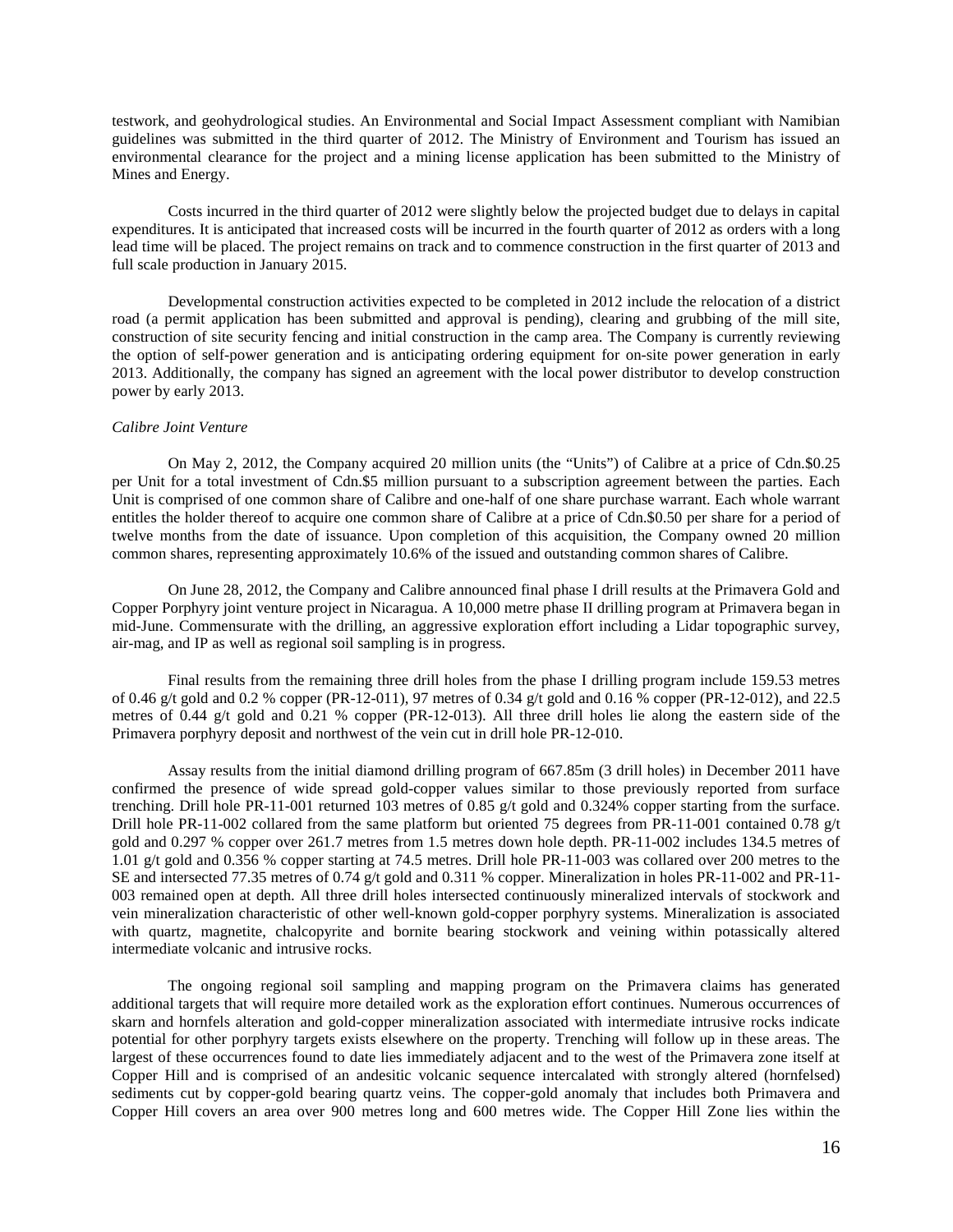testwork, and geohydrological studies. An Environmental and Social Impact Assessment compliant with Namibian guidelines was submitted in the third quarter of 2012. The Ministry of Environment and Tourism has issued an environmental clearance for the project and a mining license application has been submitted to the Ministry of Mines and Energy.

Costs incurred in the third quarter of 2012 were slightly below the projected budget due to delays in capital expenditures. It is anticipated that increased costs will be incurred in the fourth quarter of 2012 as orders with a long lead time will be placed. The project remains on track and to commence construction in the first quarter of 2013 and full scale production in January 2015.

Developmental construction activities expected to be completed in 2012 include the relocation of a district road (a permit application has been submitted and approval is pending), clearing and grubbing of the mill site, construction of site security fencing and initial construction in the camp area. The Company is currently reviewing the option of self-power generation and is anticipating ordering equipment for on-site power generation in early 2013. Additionally, the company has signed an agreement with the local power distributor to develop construction power by early 2013.

*Calibre Joint Venture*

On May 2, 2012, the Company acquired 20 million units (the "Units") of Calibre at a price of Cdn.$0.25 per Unit for a total investment of Cdn.$5 million pursuant to a subscription agreement between the parties. Each Unit is comprised of one common share of Calibre and one-half of one share purchase warrant. Each whole warrant entitles the holder thereof to acquire one common share of Calibre at a price of Cdn.$0.50 per share for a period of twelve months from the date of issuance. Upon completion of this acquisition, the Company owned 20 million common shares, representing approximately 10.6% of the issued and outstanding common shares of Calibre.

On June 28, 2012, the Company and Calibre announced final phase I drill results at the Primavera Gold and Copper Porphyry joint venture project in Nicaragua. A 10,000 metre phase II drilling program at Primavera began in mid-June. Commensurate with the drilling, an aggressive exploration effort including a Lidar topographic survey, air-mag, and IP as well as regional soil sampling is in progress.

Final results from the remaining three drill holes from the phase I drilling program include 159.53 metres of 0.46 g/t gold and 0.2 % copper (PR-12-011), 97 metres of 0.34 g/t gold and 0.16 % copper (PR-12-012), and 22.5 metres of 0.44 g/t gold and 0.21 % copper (PR-12-013). All three drill holes lie along the eastern side of the Primavera porphyry deposit and northwest of the vein cut in drill hole PR-12-010.

Assay results from the initial diamond drilling program of 667.85m (3 drill holes) in December 2011 have confirmed the presence of wide spread gold-copper values similar to those previously reported from surface trenching. Drill hole PR-11-001 returned 103 metres of 0.85 g/t gold and 0.324% copper starting from the surface. Drill hole PR-11-002 collared from the same platform but oriented 75 degrees from PR-11-001 contained 0.78 g/t gold and 0.297 % copper over 261.7 metres from 1.5 metres down hole depth. PR-11-002 includes 134.5 metres of 1.01 g/t gold and 0.356 % copper starting at 74.5 metres. Drill hole PR-11-003 was collared over 200 metres to the SE and intersected 77.35 metres of 0.74 g/t gold and 0.311 % copper. Mineralization in holes PR-11-002 and PR-11-003 remained open at depth. All three drill holes intersected continuously mineralized intervals of stockwork and vein mineralization characteristic of other well-known gold-copper porphyry systems. Mineralization is associated with quartz, magnetite, chalcopyrite and bornite bearing stockwork and veining within potassically altered intermediate volcanic and intrusive rocks.

The ongoing regional soil sampling and mapping program on the Primavera claims has generated additional targets that will require more detailed work as the exploration effort continues. Numerous occurrences of skarn and hornfels alteration and gold-copper mineralization associated with intermediate intrusive rocks indicate potential for other porphyry targets exists elsewhere on the property. Trenching will follow up in these areas. The largest of these occurrences found to date lies immediately adjacent and to the west of the Primavera zone itself at Copper Hill and is comprised of an andesitic volcanic sequence intercalated with strongly altered (hornfelsed) sediments cut by copper-gold bearing quartz veins. The copper-gold anomaly that includes both Primavera and Copper Hill covers an area over 900 metres long and 600 metres wide. The Copper Hill Zone lies within the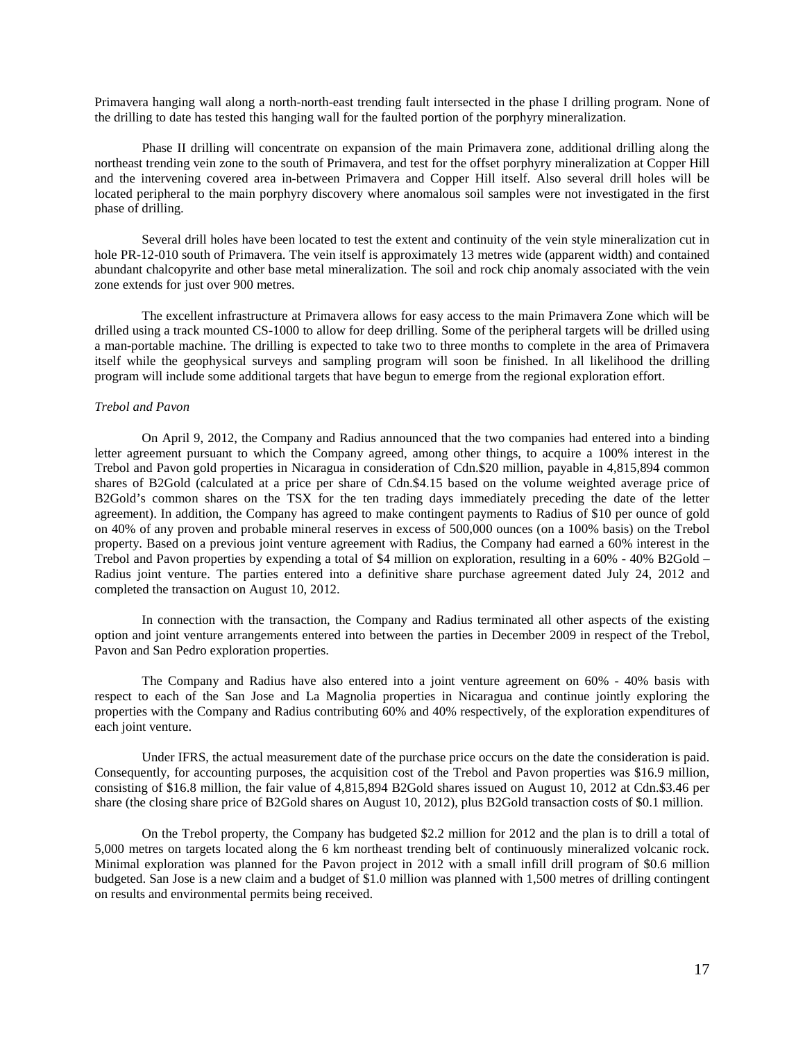Primavera hanging wall along a north-north-east trending fault intersected in the phase I drilling program. None of the drilling to date has tested this hanging wall for the faulted portion of the porphyry mineralization.

Phase II drilling will concentrate on expansion of the main Primavera zone, additional drilling along the northeast trending vein zone to the south of Primavera, and test for the offset porphyry mineralization at Copper Hill and the intervening covered area in-between Primavera and Copper Hill itself. Also several drill holes will be located peripheral to the main porphyry discovery where anomalous soil samples were not investigated in the first phase of drilling.

Several drill holes have been located to test the extent and continuity of the vein style mineralization cut in hole PR-12-010 south of Primavera. The vein itself is approximately 13 metres wide (apparent width) and contained abundant chalcopyrite and other base metal mineralization. The soil and rock chip anomaly associated with the vein zone extends for just over 900 metres.

The excellent infrastructure at Primavera allows for easy access to the main Primavera Zone which will be drilled using a track mounted CS-1000 to allow for deep drilling. Some of the peripheral targets will be drilled using a man-portable machine. The drilling is expected to take two to three months to complete in the area of Primavera itself while the geophysical surveys and sampling program will soon be finished. In all likelihood the drilling program will include some additional targets that have begun to emerge from the regional exploration effort.

*Trebol and Pavon*

On April 9, 2012, the Company and Radius announced that the two companies had entered into a binding letter agreement pursuant to which the Company agreed, among other things, to acquire a 100% interest in the Trebol and Pavon gold properties in Nicaragua in consideration of Cdn.$20 million, payable in 4,815,894 common shares of B2Gold (calculated at a price per share of Cdn.$4.15 based on the volume weighted average price of B2Gold's common shares on the TSX for the ten trading days immediately preceding the date of the letter agreement). In addition, the Company has agreed to make contingent payments to Radius of $10 per ounce of gold on 40% of any proven and probable mineral reserves in excess of 500,000 ounces (on a 100% basis) on the Trebol property. Based on a previous joint venture agreement with Radius, the Company had earned a 60% interest in the Trebol and Pavon properties by expending a total of $4 million on exploration, resulting in a 60% - 40% B2Gold – Radius joint venture. The parties entered into a definitive share purchase agreement dated July 24, 2012 and completed the transaction on August 10, 2012.

In connection with the transaction, the Company and Radius terminated all other aspects of the existing option and joint venture arrangements entered into between the parties in December 2009 in respect of the Trebol, Pavon and San Pedro exploration properties.

The Company and Radius have also entered into a joint venture agreement on 60% - 40% basis with respect to each of the San Jose and La Magnolia properties in Nicaragua and continue jointly exploring the properties with the Company and Radius contributing 60% and 40% respectively, of the exploration expenditures of each joint venture.

Under IFRS, the actual measurement date of the purchase price occurs on the date the consideration is paid. Consequently, for accounting purposes, the acquisition cost of the Trebol and Pavon properties was $16.9 million, consisting of $16.8 million, the fair value of 4,815,894 B2Gold shares issued on August 10, 2012 at Cdn.$3.46 per share (the closing share price of B2Gold shares on August 10, 2012), plus B2Gold transaction costs of $0.1 million.

On the Trebol property, the Company has budgeted $2.2 million for 2012 and the plan is to drill a total of 5,000 metres on targets located along the 6 km northeast trending belt of continuously mineralized volcanic rock. Minimal exploration was planned for the Pavon project in 2012 with a small infill drill program of $0.6 million budgeted. San Jose is a new claim and a budget of $1.0 million was planned with 1,500 metres of drilling contingent on results and environmental permits being received.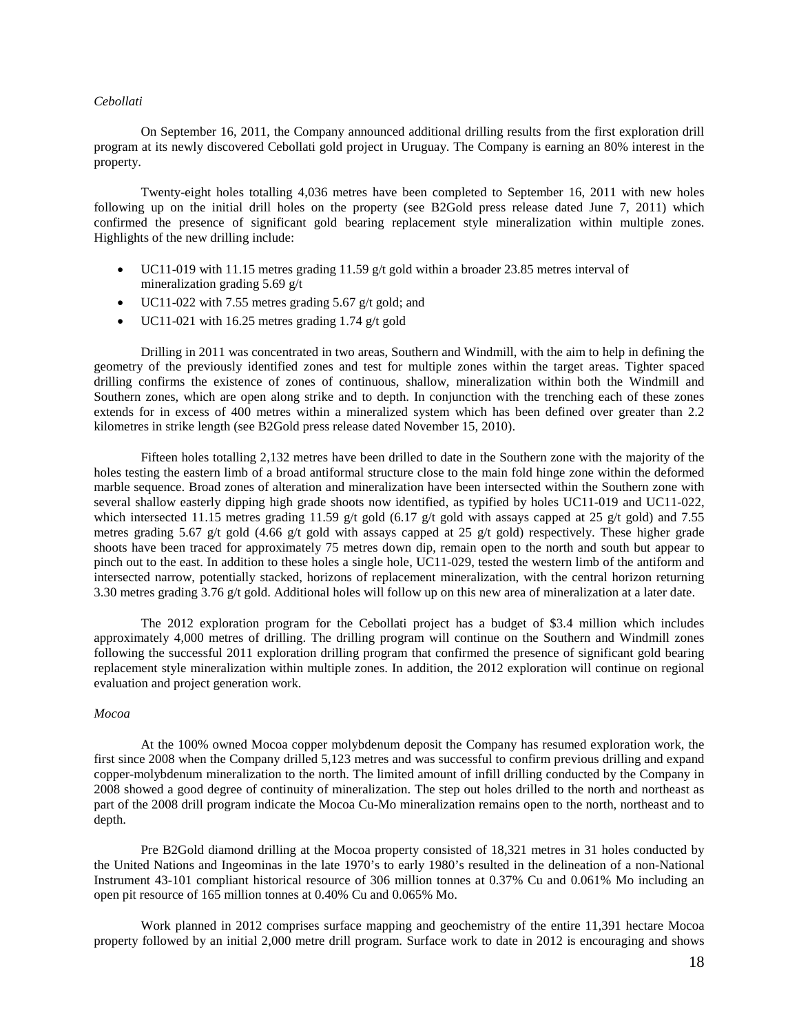*Cebollati*

On September 16, 2011, the Company announced additional drilling results from the first exploration drill program at its newly discovered Cebollati gold project in Uruguay. The Company is earning an 80% interest in the property.

Twenty-eight holes totalling 4,036 metres have been completed to September 16, 2011 with new holes following up on the initial drill holes on the property (see B2Gold press release dated June 7, 2011) which confirmed the presence of significant gold bearing replacement style mineralization within multiple zones. Highlights of the new drilling include:

- UC11-019 with 11.15 metres grading 11.59 g/t gold within a broader 23.85 metres interval of mineralization grading 5.69 g/t
- UC11-022 with 7.55 metres grading 5.67 g/t gold; and
- UC11-021 with 16.25 metres grading 1.74 g/t gold

Drilling in 2011 was concentrated in two areas, Southern and Windmill, with the aim to help in defining the geometry of the previously identified zones and test for multiple zones within the target areas. Tighter spaced drilling confirms the existence of zones of continuous, shallow, mineralization within both the Windmill and Southern zones, which are open along strike and to depth. In conjunction with the trenching each of these zones extends for in excess of 400 metres within a mineralized system which has been defined over greater than 2.2 kilometres in strike length (see B2Gold press release dated November 15, 2010).

Fifteen holes totalling 2,132 metres have been drilled to date in the Southern zone with the majority of the holes testing the eastern limb of a broad antiformal structure close to the main fold hinge zone within the deformed marble sequence. Broad zones of alteration and mineralization have been intersected within the Southern zone with several shallow easterly dipping high grade shoots now identified, as typified by holes UC11-019 and UC11-022, which intersected 11.15 metres grading 11.59 g/t gold (6.17 g/t gold with assays capped at 25 g/t gold) and 7.55 metres grading 5.67 g/t gold (4.66 g/t gold with assays capped at 25 g/t gold) respectively. These higher grade shoots have been traced for approximately 75 metres down dip, remain open to the north and south but appear to pinch out to the east. In addition to these holes a single hole, UC11-029, tested the western limb of the antiform and intersected narrow, potentially stacked, horizons of replacement mineralization, with the central horizon returning 3.30 metres grading 3.76 g/t gold. Additional holes will follow up on this new area of mineralization at a later date.

The 2012 exploration program for the Cebollati project has a budget of $3.4 million which includes approximately 4,000 metres of drilling. The drilling program will continue on the Southern and Windmill zones following the successful 2011 exploration drilling program that confirmed the presence of significant gold bearing replacement style mineralization within multiple zones. In addition, the 2012 exploration will continue on regional evaluation and project generation work.

*Mocoa*

At the 100% owned Mocoa copper molybdenum deposit the Company has resumed exploration work, the first since 2008 when the Company drilled 5,123 metres and was successful to confirm previous drilling and expand copper-molybdenum mineralization to the north. The limited amount of infill drilling conducted by the Company in 2008 showed a good degree of continuity of mineralization. The step out holes drilled to the north and northeast as part of the 2008 drill program indicate the Mocoa Cu-Mo mineralization remains open to the north, northeast and to depth.

Pre B2Gold diamond drilling at the Mocoa property consisted of 18,321 metres in 31 holes conducted by the United Nations and Ingeominas in the late 1970's to early 1980's resulted in the delineation of a non-National Instrument 43-101 compliant historical resource of 306 million tonnes at 0.37% Cu and 0.061% Mo including an open pit resource of 165 million tonnes at 0.40% Cu and 0.065% Mo.

Work planned in 2012 comprises surface mapping and geochemistry of the entire 11,391 hectare Mocoa property followed by an initial 2,000 metre drill program. Surface work to date in 2012 is encouraging and shows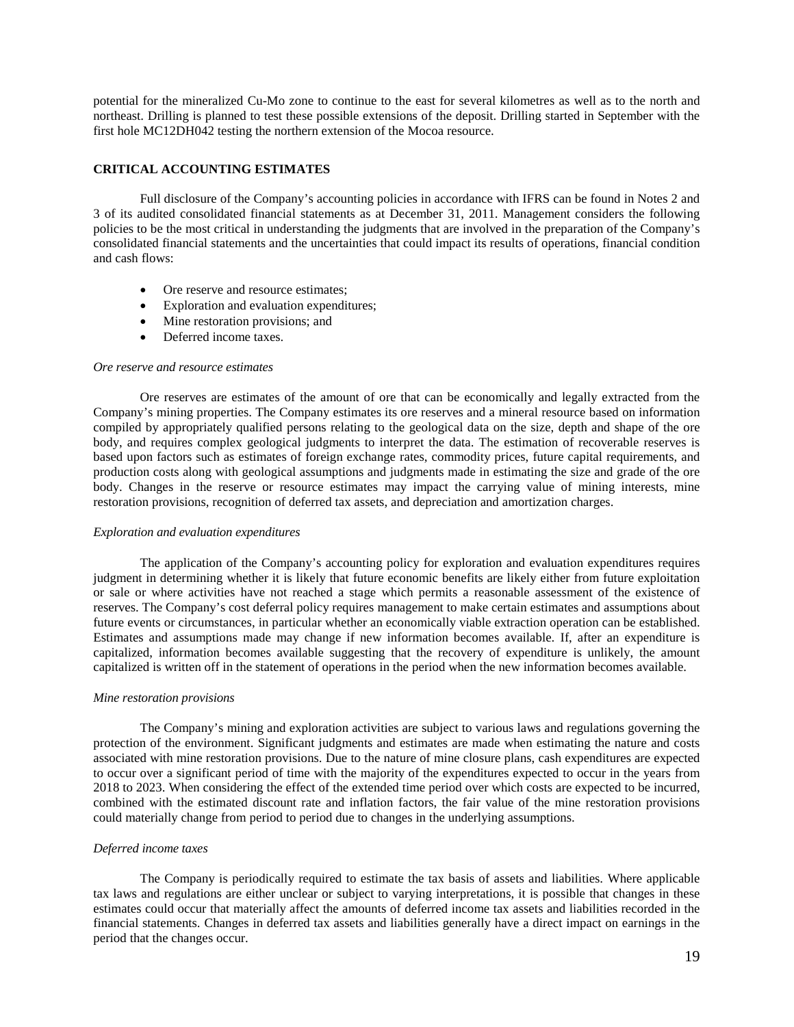potential for the mineralized Cu-Mo zone to continue to the east for several kilometres as well as to the north and northeast. Drilling is planned to test these possible extensions of the deposit. Drilling started in September with the first hole MC12DH042 testing the northern extension of the Mocoa resource.

## CRITICAL ACCOUNTING ESTIMATES

Full disclosure of the Company's accounting policies in accordance with IFRS can be found in Notes 2 and 3 of its audited consolidated financial statements as at December 31, 2011. Management considers the following policies to be the most critical in understanding the judgments that are involved in the preparation of the Company's consolidated financial statements and the uncertainties that could impact its results of operations, financial condition and cash flows:

- Ore reserve and resource estimates;
- Exploration and evaluation expenditures;
- Mine restoration provisions; and
- Deferred income taxes.

*Ore reserve and resource estimates*

Ore reserves are estimates of the amount of ore that can be economically and legally extracted from the Company's mining properties. The Company estimates its ore reserves and a mineral resource based on information compiled by appropriately qualified persons relating to the geological data on the size, depth and shape of the ore body, and requires complex geological judgments to interpret the data. The estimation of recoverable reserves is based upon factors such as estimates of foreign exchange rates, commodity prices, future capital requirements, and production costs along with geological assumptions and judgments made in estimating the size and grade of the ore body. Changes in the reserve or resource estimates may impact the carrying value of mining interests, mine restoration provisions, recognition of deferred tax assets, and depreciation and amortization charges.

*Exploration and evaluation expenditures*

The application of the Company's accounting policy for exploration and evaluation expenditures requires judgment in determining whether it is likely that future economic benefits are likely either from future exploitation or sale or where activities have not reached a stage which permits a reasonable assessment of the existence of reserves. The Company's cost deferral policy requires management to make certain estimates and assumptions about future events or circumstances, in particular whether an economically viable extraction operation can be established. Estimates and assumptions made may change if new information becomes available. If, after an expenditure is capitalized, information becomes available suggesting that the recovery of expenditure is unlikely, the amount capitalized is written off in the statement of operations in the period when the new information becomes available.

*Mine restoration provisions*

The Company's mining and exploration activities are subject to various laws and regulations governing the protection of the environment. Significant judgments and estimates are made when estimating the nature and costs associated with mine restoration provisions. Due to the nature of mine closure plans, cash expenditures are expected to occur over a significant period of time with the majority of the expenditures expected to occur in the years from 2018 to 2023. When considering the effect of the extended time period over which costs are expected to be incurred, combined with the estimated discount rate and inflation factors, the fair value of the mine restoration provisions could materially change from period to period due to changes in the underlying assumptions.

*Deferred income taxes*

The Company is periodically required to estimate the tax basis of assets and liabilities. Where applicable tax laws and regulations are either unclear or subject to varying interpretations, it is possible that changes in these estimates could occur that materially affect the amounts of deferred income tax assets and liabilities recorded in the financial statements. Changes in deferred tax assets and liabilities generally have a direct impact on earnings in the period that the changes occur.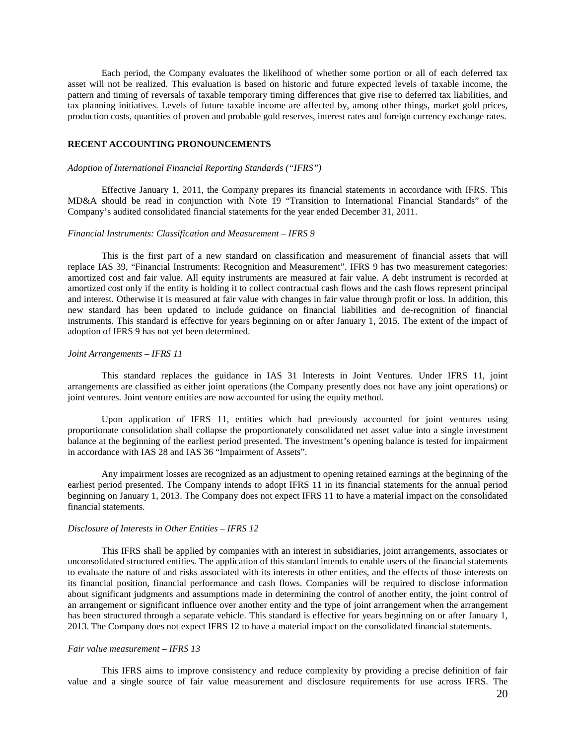Each period, the Company evaluates the likelihood of whether some portion or all of each deferred tax asset will not be realized. This evaluation is based on historic and future expected levels of taxable income, the pattern and timing of reversals of taxable temporary timing differences that give rise to deferred tax liabilities, and tax planning initiatives. Levels of future taxable income are affected by, among other things, market gold prices, production costs, quantities of proven and probable gold reserves, interest rates and foreign currency exchange rates.

**RECENT ACCOUNTING PRONOUNCEMENTS**

*Adoption of International Financial Reporting Standards ("IFRS")*

Effective January 1, 2011, the Company prepares its financial statements in accordance with IFRS. This MD&A should be read in conjunction with Note 19 "Transition to International Financial Standards" of the Company's audited consolidated financial statements for the year ended December 31, 2011.

*Financial Instruments: Classification and Measurement – IFRS 9*

This is the first part of a new standard on classification and measurement of financial assets that will replace IAS 39, "Financial Instruments: Recognition and Measurement". IFRS 9 has two measurement categories: amortized cost and fair value. All equity instruments are measured at fair value. A debt instrument is recorded at amortized cost only if the entity is holding it to collect contractual cash flows and the cash flows represent principal and interest. Otherwise it is measured at fair value with changes in fair value through profit or loss. In addition, this new standard has been updated to include guidance on financial liabilities and de-recognition of financial instruments. This standard is effective for years beginning on or after January 1, 2015. The extent of the impact of adoption of IFRS 9 has not yet been determined.

*Joint Arrangements – IFRS 11*

This standard replaces the guidance in IAS 31 Interests in Joint Ventures. Under IFRS 11, joint arrangements are classified as either joint operations (the Company presently does not have any joint operations) or joint ventures. Joint venture entities are now accounted for using the equity method.

Upon application of IFRS 11, entities which had previously accounted for joint ventures using proportionate consolidation shall collapse the proportionately consolidated net asset value into a single investment balance at the beginning of the earliest period presented. The investment's opening balance is tested for impairment in accordance with IAS 28 and IAS 36 "Impairment of Assets".

Any impairment losses are recognized as an adjustment to opening retained earnings at the beginning of the earliest period presented. The Company intends to adopt IFRS 11 in its financial statements for the annual period beginning on January 1, 2013. The Company does not expect IFRS 11 to have a material impact on the consolidated financial statements.

*Disclosure of Interests in Other Entities – IFRS 12*

This IFRS shall be applied by companies with an interest in subsidiaries, joint arrangements, associates or unconsolidated structured entities. The application of this standard intends to enable users of the financial statements to evaluate the nature of and risks associated with its interests in other entities, and the effects of those interests on its financial position, financial performance and cash flows. Companies will be required to disclose information about significant judgments and assumptions made in determining the control of another entity, the joint control of an arrangement or significant influence over another entity and the type of joint arrangement when the arrangement has been structured through a separate vehicle. This standard is effective for years beginning on or after January 1, 2013. The Company does not expect IFRS 12 to have a material impact on the consolidated financial statements.

*Fair value measurement – IFRS 13*

This IFRS aims to improve consistency and reduce complexity by providing a precise definition of fair value and a single source of fair value measurement and disclosure requirements for use across IFRS. The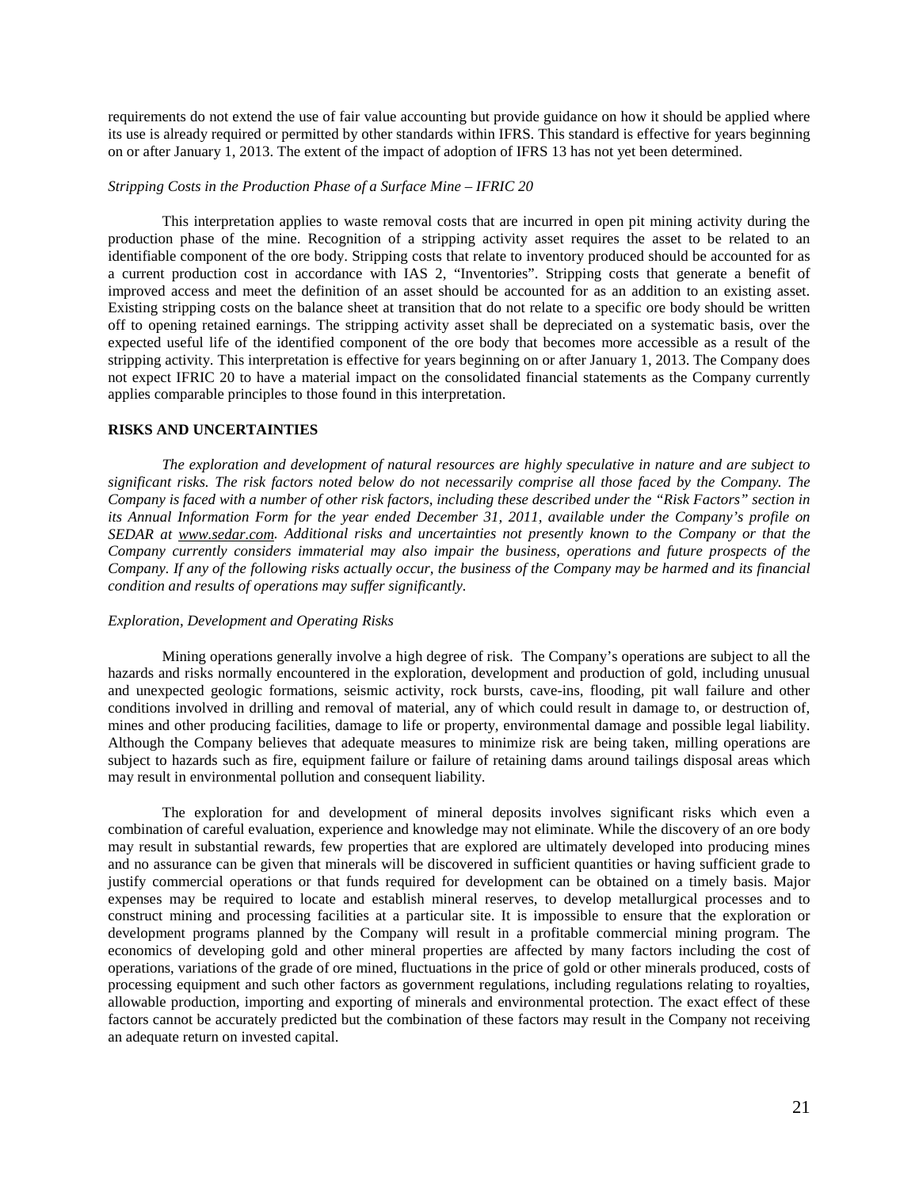requirements do not extend the use of fair value accounting but provide guidance on how it should be applied where its use is already required or permitted by other standards within IFRS. This standard is effective for years beginning on or after January 1, 2013. The extent of the impact of adoption of IFRS 13 has not yet been determined.

*Stripping Costs in the Production Phase of a Surface Mine – IFRIC 20*

This interpretation applies to waste removal costs that are incurred in open pit mining activity during the production phase of the mine. Recognition of a stripping activity asset requires the asset to be related to an identifiable component of the ore body. Stripping costs that relate to inventory produced should be accounted for as a current production cost in accordance with IAS 2, "Inventories". Stripping costs that generate a benefit of improved access and meet the definition of an asset should be accounted for as an addition to an existing asset. Existing stripping costs on the balance sheet at transition that do not relate to a specific ore body should be written off to opening retained earnings. The stripping activity asset shall be depreciated on a systematic basis, over the expected useful life of the identified component of the ore body that becomes more accessible as a result of the stripping activity. This interpretation is effective for years beginning on or after January 1, 2013. The Company does not expect IFRIC 20 to have a material impact on the consolidated financial statements as the Company currently applies comparable principles to those found in this interpretation.

**RISKS AND UNCERTAINTIES**

*The exploration and development of natural resources are highly speculative in nature and are subject to significant risks. The risk factors noted below do not necessarily comprise all those faced by the Company. The Company is faced with a number of other risk factors, including these described under the "Risk Factors" section in its Annual Information Form for the year ended December 31, 2011, available under the Company's profile on SEDAR at www.sedar.com. Additional risks and uncertainties not presently known to the Company or that the Company currently considers immaterial may also impair the business, operations and future prospects of the Company. If any of the following risks actually occur, the business of the Company may be harmed and its financial condition and results of operations may suffer significantly.*

*Exploration, Development and Operating Risks*

Mining operations generally involve a high degree of risk. The Company's operations are subject to all the hazards and risks normally encountered in the exploration, development and production of gold, including unusual and unexpected geologic formations, seismic activity, rock bursts, cave-ins, flooding, pit wall failure and other conditions involved in drilling and removal of material, any of which could result in damage to, or destruction of, mines and other producing facilities, damage to life or property, environmental damage and possible legal liability. Although the Company believes that adequate measures to minimize risk are being taken, milling operations are subject to hazards such as fire, equipment failure or failure of retaining dams around tailings disposal areas which may result in environmental pollution and consequent liability.

The exploration for and development of mineral deposits involves significant risks which even a combination of careful evaluation, experience and knowledge may not eliminate. While the discovery of an ore body may result in substantial rewards, few properties that are explored are ultimately developed into producing mines and no assurance can be given that minerals will be discovered in sufficient quantities or having sufficient grade to justify commercial operations or that funds required for development can be obtained on a timely basis. Major expenses may be required to locate and establish mineral reserves, to develop metallurgical processes and to construct mining and processing facilities at a particular site. It is impossible to ensure that the exploration or development programs planned by the Company will result in a profitable commercial mining program. The economics of developing gold and other mineral properties are affected by many factors including the cost of operations, variations of the grade of ore mined, fluctuations in the price of gold or other minerals produced, costs of processing equipment and such other factors as government regulations, including regulations relating to royalties, allowable production, importing and exporting of minerals and environmental protection. The exact effect of these factors cannot be accurately predicted but the combination of these factors may result in the Company not receiving an adequate return on invested capital.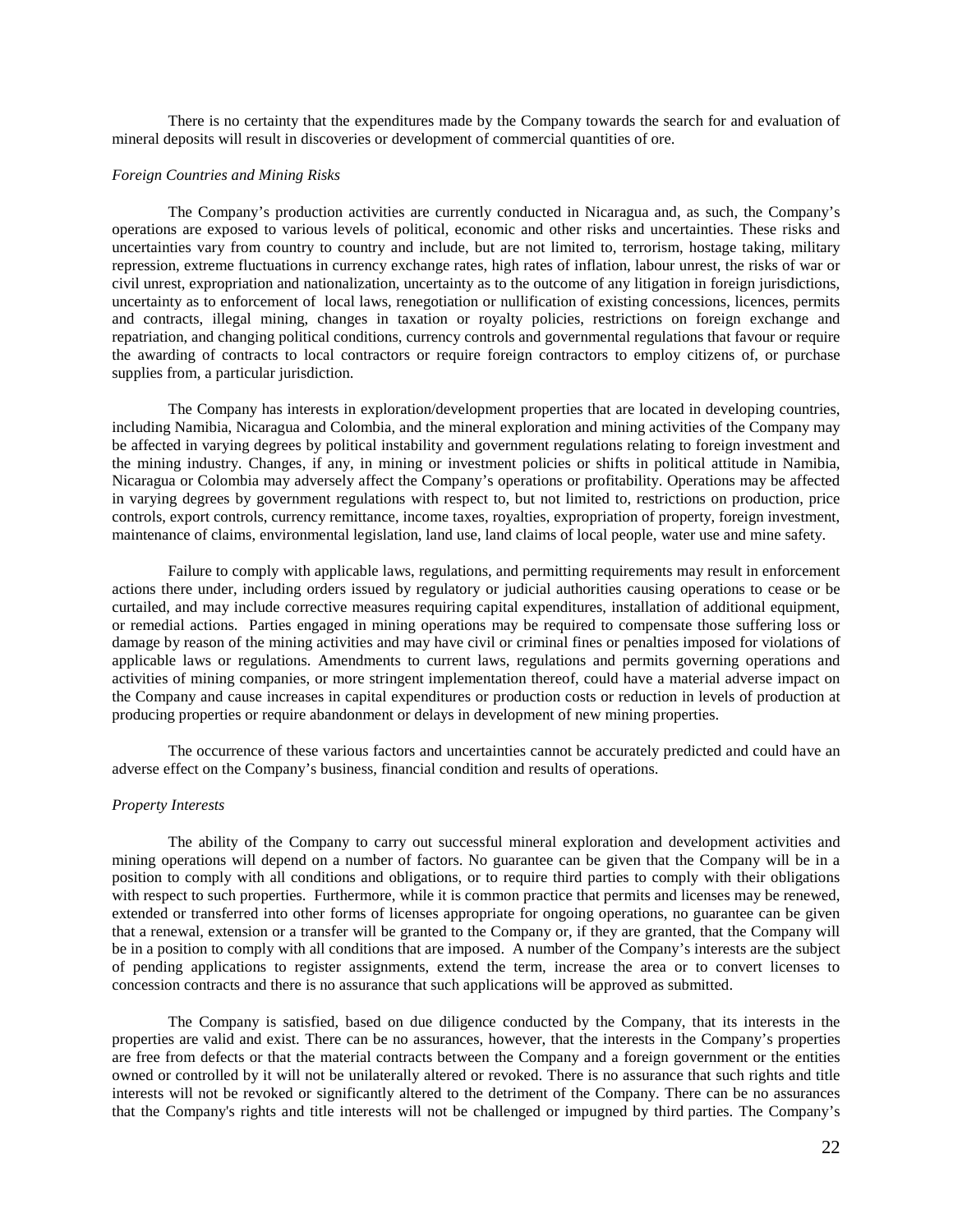There is no certainty that the expenditures made by the Company towards the search for and evaluation of mineral deposits will result in discoveries or development of commercial quantities of ore.

*Foreign Countries and Mining Risks*

The Company's production activities are currently conducted in Nicaragua and, as such, the Company's operations are exposed to various levels of political, economic and other risks and uncertainties. These risks and uncertainties vary from country to country and include, but are not limited to, terrorism, hostage taking, military repression, extreme fluctuations in currency exchange rates, high rates of inflation, labour unrest, the risks of war or civil unrest, expropriation and nationalization, uncertainty as to the outcome of any litigation in foreign jurisdictions, uncertainty as to enforcement of local laws, renegotiation or nullification of existing concessions, licences, permits and contracts, illegal mining, changes in taxation or royalty policies, restrictions on foreign exchange and repatriation, and changing political conditions, currency controls and governmental regulations that favour or require the awarding of contracts to local contractors or require foreign contractors to employ citizens of, or purchase supplies from, a particular jurisdiction.

The Company has interests in exploration/development properties that are located in developing countries, including Namibia, Nicaragua and Colombia, and the mineral exploration and mining activities of the Company may be affected in varying degrees by political instability and government regulations relating to foreign investment and the mining industry. Changes, if any, in mining or investment policies or shifts in political attitude in Namibia, Nicaragua or Colombia may adversely affect the Company's operations or profitability. Operations may be affected in varying degrees by government regulations with respect to, but not limited to, restrictions on production, price controls, export controls, currency remittance, income taxes, royalties, expropriation of property, foreign investment, maintenance of claims, environmental legislation, land use, land claims of local people, water use and mine safety.

Failure to comply with applicable laws, regulations, and permitting requirements may result in enforcement actions there under, including orders issued by regulatory or judicial authorities causing operations to cease or be curtailed, and may include corrective measures requiring capital expenditures, installation of additional equipment, or remedial actions. Parties engaged in mining operations may be required to compensate those suffering loss or damage by reason of the mining activities and may have civil or criminal fines or penalties imposed for violations of applicable laws or regulations. Amendments to current laws, regulations and permits governing operations and activities of mining companies, or more stringent implementation thereof, could have a material adverse impact on the Company and cause increases in capital expenditures or production costs or reduction in levels of production at producing properties or require abandonment or delays in development of new mining properties.

The occurrence of these various factors and uncertainties cannot be accurately predicted and could have an adverse effect on the Company's business, financial condition and results of operations.

*Property Interests*

The ability of the Company to carry out successful mineral exploration and development activities and mining operations will depend on a number of factors. No guarantee can be given that the Company will be in a position to comply with all conditions and obligations, or to require third parties to comply with their obligations with respect to such properties. Furthermore, while it is common practice that permits and licenses may be renewed, extended or transferred into other forms of licenses appropriate for ongoing operations, no guarantee can be given that a renewal, extension or a transfer will be granted to the Company or, if they are granted, that the Company will be in a position to comply with all conditions that are imposed. A number of the Company's interests are the subject of pending applications to register assignments, extend the term, increase the area or to convert licenses to concession contracts and there is no assurance that such applications will be approved as submitted.

The Company is satisfied, based on due diligence conducted by the Company, that its interests in the properties are valid and exist. There can be no assurances, however, that the interests in the Company's properties are free from defects or that the material contracts between the Company and a foreign government or the entities owned or controlled by it will not be unilaterally altered or revoked. There is no assurance that such rights and title interests will not be revoked or significantly altered to the detriment of the Company. There can be no assurances that the Company's rights and title interests will not be challenged or impugned by third parties. The Company's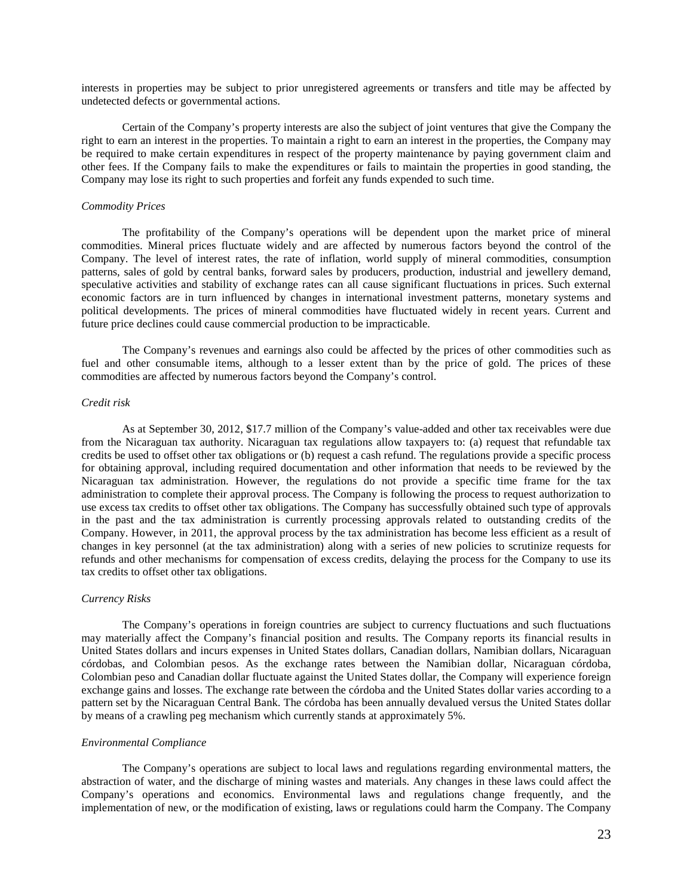interests in properties may be subject to prior unregistered agreements or transfers and title may be affected by undetected defects or governmental actions.

Certain of the Company's property interests are also the subject of joint ventures that give the Company the right to earn an interest in the properties. To maintain a right to earn an interest in the properties, the Company may be required to make certain expenditures in respect of the property maintenance by paying government claim and other fees. If the Company fails to make the expenditures or fails to maintain the properties in good standing, the Company may lose its right to such properties and forfeit any funds expended to such time.

*Commodity Prices*

The profitability of the Company's operations will be dependent upon the market price of mineral commodities. Mineral prices fluctuate widely and are affected by numerous factors beyond the control of the Company. The level of interest rates, the rate of inflation, world supply of mineral commodities, consumption patterns, sales of gold by central banks, forward sales by producers, production, industrial and jewellery demand, speculative activities and stability of exchange rates can all cause significant fluctuations in prices. Such external economic factors are in turn influenced by changes in international investment patterns, monetary systems and political developments. The prices of mineral commodities have fluctuated widely in recent years. Current and future price declines could cause commercial production to be impracticable.

The Company's revenues and earnings also could be affected by the prices of other commodities such as fuel and other consumable items, although to a lesser extent than by the price of gold. The prices of these commodities are affected by numerous factors beyond the Company's control.

*Credit risk*

As at September 30, 2012, $17.7 million of the Company's value-added and other tax receivables were due from the Nicaraguan tax authority. Nicaraguan tax regulations allow taxpayers to: (a) request that refundable tax credits be used to offset other tax obligations or (b) request a cash refund. The regulations provide a specific process for obtaining approval, including required documentation and other information that needs to be reviewed by the Nicaraguan tax administration. However, the regulations do not provide a specific time frame for the tax administration to complete their approval process. The Company is following the process to request authorization to use excess tax credits to offset other tax obligations. The Company has successfully obtained such type of approvals in the past and the tax administration is currently processing approvals related to outstanding credits of the Company. However, in 2011, the approval process by the tax administration has become less efficient as a result of changes in key personnel (at the tax administration) along with a series of new policies to scrutinize requests for refunds and other mechanisms for compensation of excess credits, delaying the process for the Company to use its tax credits to offset other tax obligations.

*Currency Risks*

The Company's operations in foreign countries are subject to currency fluctuations and such fluctuations may materially affect the Company's financial position and results. The Company reports its financial results in United States dollars and incurs expenses in United States dollars, Canadian dollars, Namibian dollars, Nicaraguan córdobas, and Colombian pesos. As the exchange rates between the Namibian dollar, Nicaraguan córdoba, Colombian peso and Canadian dollar fluctuate against the United States dollar, the Company will experience foreign exchange gains and losses. The exchange rate between the córdoba and the United States dollar varies according to a pattern set by the Nicaraguan Central Bank. The córdoba has been annually devalued versus the United States dollar by means of a crawling peg mechanism which currently stands at approximately 5%.

*Environmental Compliance*

The Company's operations are subject to local laws and regulations regarding environmental matters, the abstraction of water, and the discharge of mining wastes and materials. Any changes in these laws could affect the Company's operations and economics. Environmental laws and regulations change frequently, and the implementation of new, or the modification of existing, laws or regulations could harm the Company. The Company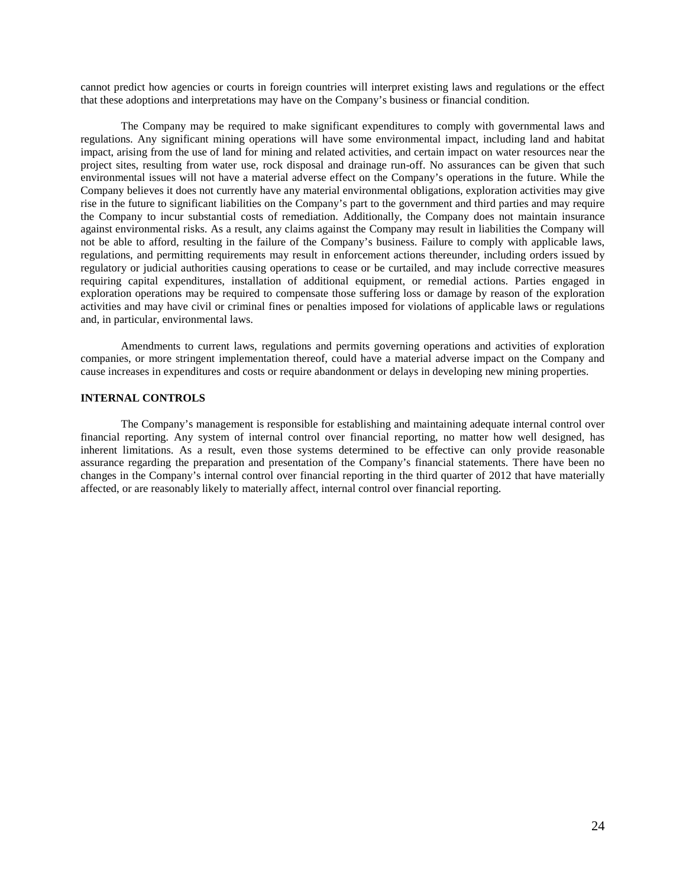cannot predict how agencies or courts in foreign countries will interpret existing laws and regulations or the effect that these adoptions and interpretations may have on the Company's business or financial condition.

The Company may be required to make significant expenditures to comply with governmental laws and regulations. Any significant mining operations will have some environmental impact, including land and habitat impact, arising from the use of land for mining and related activities, and certain impact on water resources near the project sites, resulting from water use, rock disposal and drainage run-off. No assurances can be given that such environmental issues will not have a material adverse effect on the Company's operations in the future. While the Company believes it does not currently have any material environmental obligations, exploration activities may give rise in the future to significant liabilities on the Company's part to the government and third parties and may require the Company to incur substantial costs of remediation. Additionally, the Company does not maintain insurance against environmental risks. As a result, any claims against the Company may result in liabilities the Company will not be able to afford, resulting in the failure of the Company's business. Failure to comply with applicable laws, regulations, and permitting requirements may result in enforcement actions thereunder, including orders issued by regulatory or judicial authorities causing operations to cease or be curtailed, and may include corrective measures requiring capital expenditures, installation of additional equipment, or remedial actions. Parties engaged in exploration operations may be required to compensate those suffering loss or damage by reason of the exploration activities and may have civil or criminal fines or penalties imposed for violations of applicable laws or regulations and, in particular, environmental laws.

Amendments to current laws, regulations and permits governing operations and activities of exploration companies, or more stringent implementation thereof, could have a material adverse impact on the Company and cause increases in expenditures and costs or require abandonment or delays in developing new mining properties.

**INTERNAL CONTROLS**

The Company's management is responsible for establishing and maintaining adequate internal control over financial reporting. Any system of internal control over financial reporting, no matter how well designed, has inherent limitations. As a result, even those systems determined to be effective can only provide reasonable assurance regarding the preparation and presentation of the Company's financial statements. There have been no changes in the Company's internal control over financial reporting in the third quarter of 2012 that have materially affected, or are reasonably likely to materially affect, internal control over financial reporting.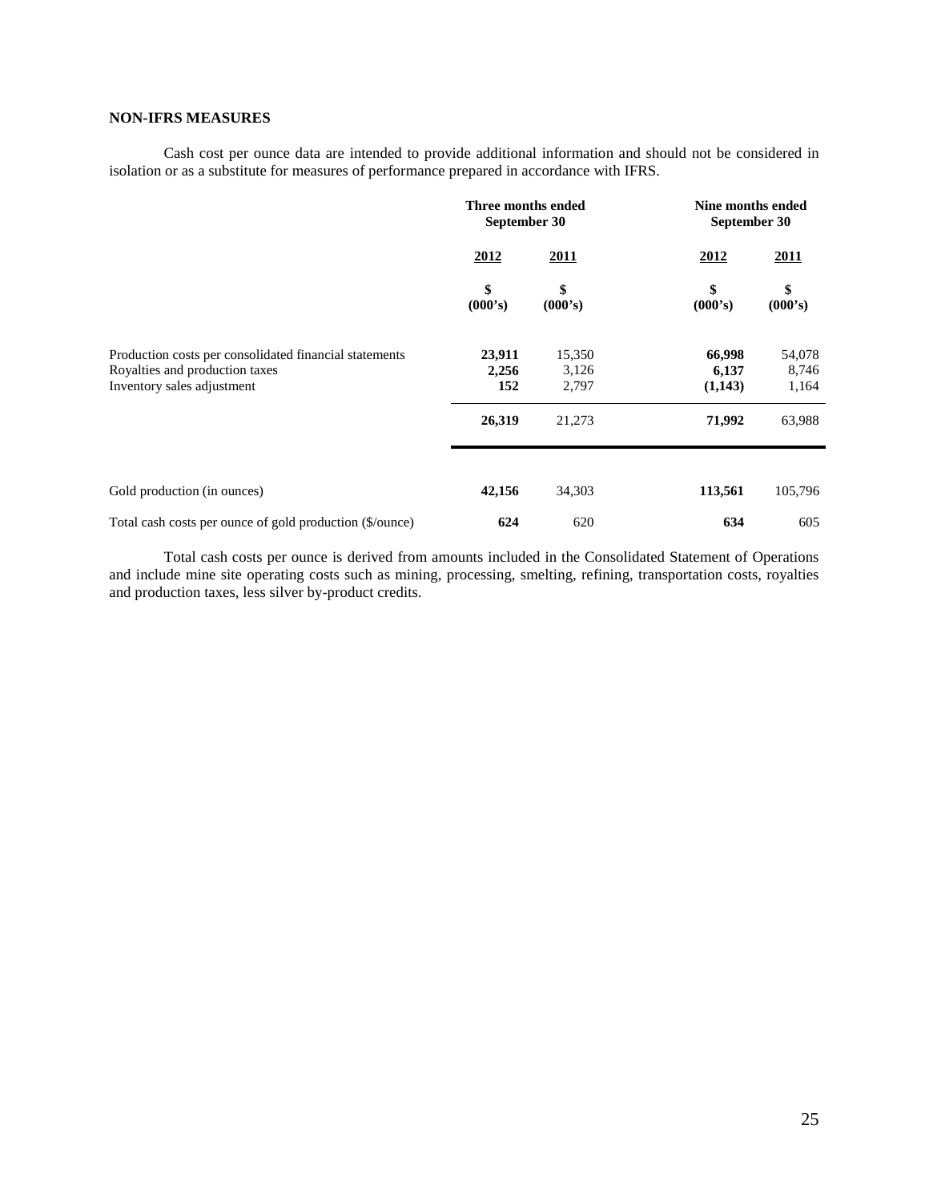## NON-IFRS MEASURES

Cash cost per ounce data are intended to provide additional information and should not be considered in isolation or as a substitute for measures of performance prepared in accordance with IFRS.

| | Three months ended September 30 | | Nine months ended September 30 | |
|---|---|---|---|---|
| | **2012** | **2011** | **2012** | **2011** |
| | **$ (000's)** | **$ (000's)** | **$ (000's)** | **$ (000's)** |
| Production costs per consolidated financial statements | **23,911** | 15,350 | **66,998** | 54,078 |
| Royalties and production taxes | **2,256** | 3,126 | **6,137** | 8,746 |
| Inventory sales adjustment | **152** | 2,797 | **(1,143)** | 1,164 |
| | **26,319** | 21,273 | **71,992** | 63,988 |
| Gold production (in ounces) | **42,156** | 34,303 | **113,561** | 105,796 |
| Total cash costs per ounce of gold production ($/ounce) | **624** | 620 | **634** | 605 |

Total cash costs per ounce is derived from amounts included in the Consolidated Statement of Operations and include mine site operating costs such as mining, processing, smelting, refining, transportation costs, royalties and production taxes, less silver by-product credits.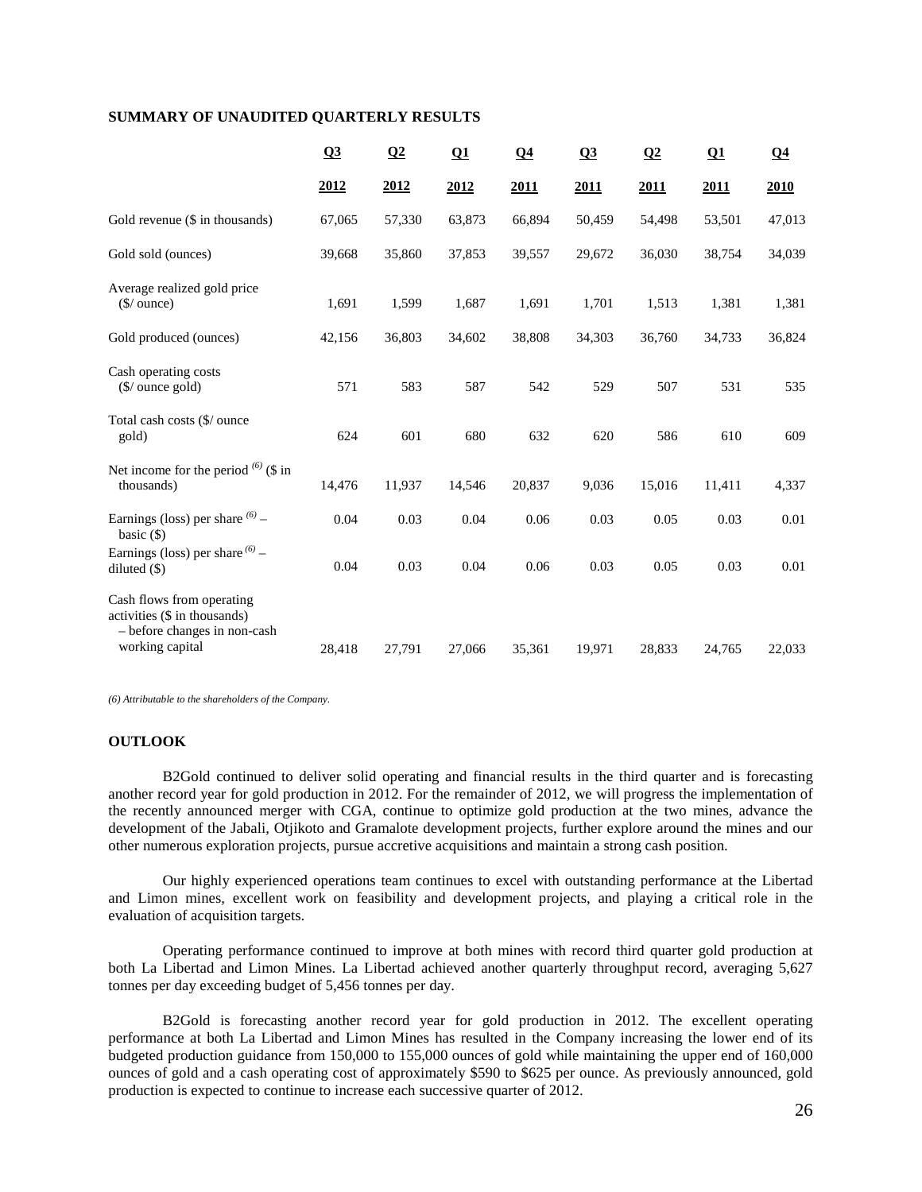## SUMMARY OF UNAUDITED QUARTERLY RESULTS

| | Q3 2012 | Q2 2012 | Q1 2012 | Q4 2011 | Q3 2011 | Q2 2011 | Q1 2011 | Q4 2010 |
|---|---|---|---|---|---|---|---|---|
| Gold revenue ($ in thousands) | 67,065 | 57,330 | 63,873 | 66,894 | 50,459 | 54,498 | 53,501 | 47,013 |
| Gold sold (ounces) | 39,668 | 35,860 | 37,853 | 39,557 | 29,672 | 36,030 | 38,754 | 34,039 |
| Average realized gold price ($/ ounce) | 1,691 | 1,599 | 1,687 | 1,691 | 1,701 | 1,513 | 1,381 | 1,381 |
| Gold produced (ounces) | 42,156 | 36,803 | 34,602 | 38,808 | 34,303 | 36,760 | 34,733 | 36,824 |
| Cash operating costs ($/ ounce gold) | 571 | 583 | 587 | 542 | 529 | 507 | 531 | 535 |
| Total cash costs ($/ ounce gold) | 624 | 601 | 680 | 632 | 620 | 586 | 610 | 609 |
| Net income for the period [(6)] ($ in thousands) | 14,476 | 11,937 | 14,546 | 20,837 | 9,036 | 15,016 | 11,411 | 4,337 |
| Earnings (loss) per share [(6)] – basic ($) | 0.04 | 0.03 | 0.04 | 0.06 | 0.03 | 0.05 | 0.03 | 0.01 |
| Earnings (loss) per share [(6)] – diluted ($) | 0.04 | 0.03 | 0.04 | 0.06 | 0.03 | 0.05 | 0.03 | 0.01 |
| Cash flows from operating activities ($ in thousands) – before changes in non-cash working capital | 28,418 | 27,791 | 27,066 | 35,361 | 19,971 | 28,833 | 24,765 | 22,033 |

*(6) Attributable to the shareholders of the Company.*

## OUTLOOK

B2Gold continued to deliver solid operating and financial results in the third quarter and is forecasting another record year for gold production in 2012. For the remainder of 2012, we will progress the implementation of the recently announced merger with CGA, continue to optimize gold production at the two mines, advance the development of the Jabali, Otjikoto and Gramalote development projects, further explore around the mines and our other numerous exploration projects, pursue accretive acquisitions and maintain a strong cash position.

Our highly experienced operations team continues to excel with outstanding performance at the Libertad and Limon mines, excellent work on feasibility and development projects, and playing a critical role in the evaluation of acquisition targets.

Operating performance continued to improve at both mines with record third quarter gold production at both La Libertad and Limon Mines. La Libertad achieved another quarterly throughput record, averaging 5,627 tonnes per day exceeding budget of 5,456 tonnes per day.

B2Gold is forecasting another record year for gold production in 2012. The excellent operating performance at both La Libertad and Limon Mines has resulted in the Company increasing the lower end of its budgeted production guidance from 150,000 to 155,000 ounces of gold while maintaining the upper end of 160,000 ounces of gold and a cash operating cost of approximately $590 to $625 per ounce. As previously announced, gold production is expected to continue to increase each successive quarter of 2012.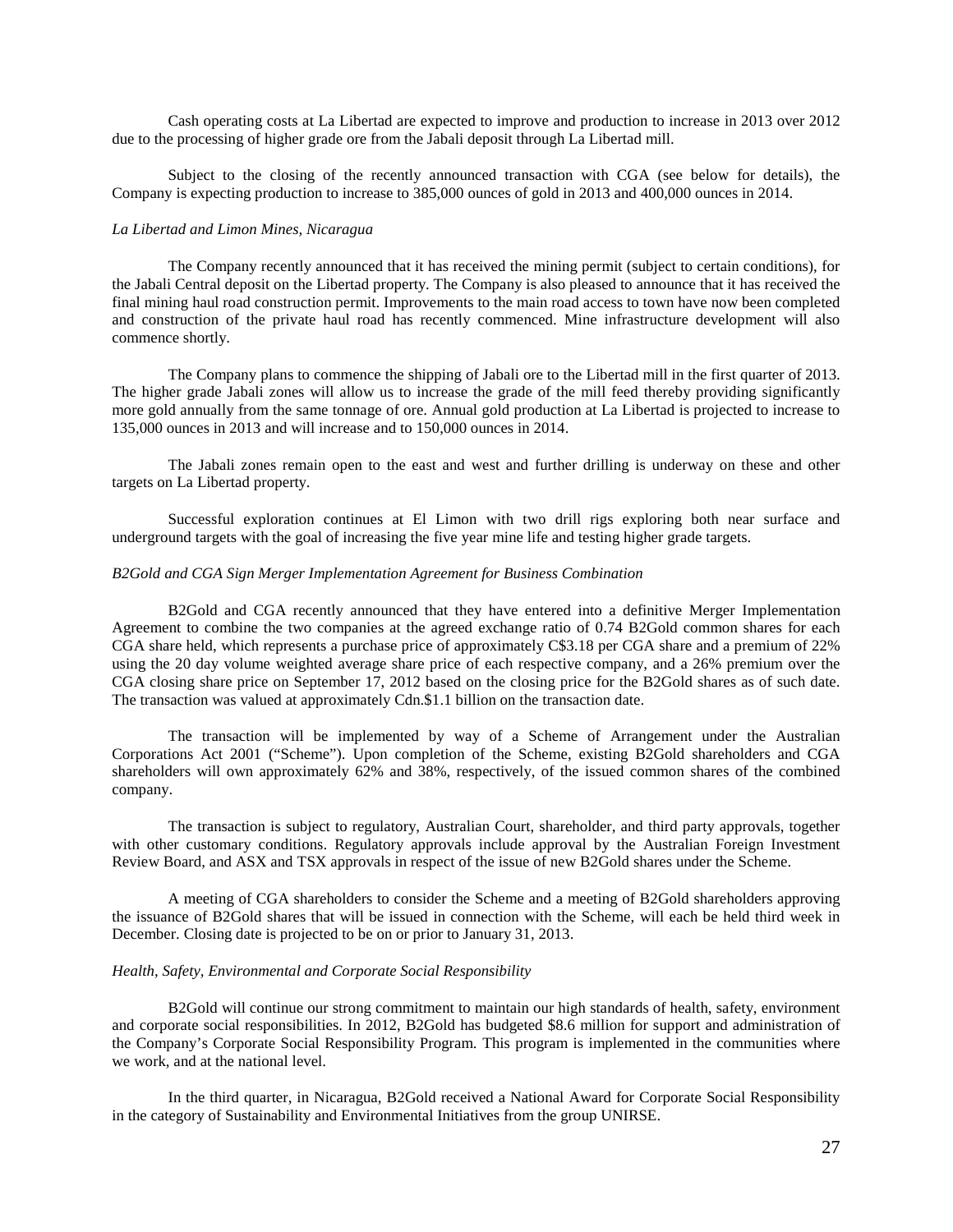Cash operating costs at La Libertad are expected to improve and production to increase in 2013 over 2012 due to the processing of higher grade ore from the Jabali deposit through La Libertad mill.

Subject to the closing of the recently announced transaction with CGA (see below for details), the Company is expecting production to increase to 385,000 ounces of gold in 2013 and 400,000 ounces in 2014.

*La Libertad and Limon Mines, Nicaragua*

The Company recently announced that it has received the mining permit (subject to certain conditions), for the Jabali Central deposit on the Libertad property. The Company is also pleased to announce that it has received the final mining haul road construction permit. Improvements to the main road access to town have now been completed and construction of the private haul road has recently commenced. Mine infrastructure development will also commence shortly.

The Company plans to commence the shipping of Jabali ore to the Libertad mill in the first quarter of 2013. The higher grade Jabali zones will allow us to increase the grade of the mill feed thereby providing significantly more gold annually from the same tonnage of ore. Annual gold production at La Libertad is projected to increase to 135,000 ounces in 2013 and will increase and to 150,000 ounces in 2014.

The Jabali zones remain open to the east and west and further drilling is underway on these and other targets on La Libertad property.

Successful exploration continues at El Limon with two drill rigs exploring both near surface and underground targets with the goal of increasing the five year mine life and testing higher grade targets.

*B2Gold and CGA Sign Merger Implementation Agreement for Business Combination*

B2Gold and CGA recently announced that they have entered into a definitive Merger Implementation Agreement to combine the two companies at the agreed exchange ratio of 0.74 B2Gold common shares for each CGA share held, which represents a purchase price of approximately C$3.18 per CGA share and a premium of 22% using the 20 day volume weighted average share price of each respective company, and a 26% premium over the CGA closing share price on September 17, 2012 based on the closing price for the B2Gold shares as of such date. The transaction was valued at approximately Cdn.$1.1 billion on the transaction date.

The transaction will be implemented by way of a Scheme of Arrangement under the Australian Corporations Act 2001 ("Scheme"). Upon completion of the Scheme, existing B2Gold shareholders and CGA shareholders will own approximately 62% and 38%, respectively, of the issued common shares of the combined company.

The transaction is subject to regulatory, Australian Court, shareholder, and third party approvals, together with other customary conditions. Regulatory approvals include approval by the Australian Foreign Investment Review Board, and ASX and TSX approvals in respect of the issue of new B2Gold shares under the Scheme.

A meeting of CGA shareholders to consider the Scheme and a meeting of B2Gold shareholders approving the issuance of B2Gold shares that will be issued in connection with the Scheme, will each be held third week in December. Closing date is projected to be on or prior to January 31, 2013.

*Health, Safety, Environmental and Corporate Social Responsibility*

B2Gold will continue our strong commitment to maintain our high standards of health, safety, environment and corporate social responsibilities. In 2012, B2Gold has budgeted $8.6 million for support and administration of the Company's Corporate Social Responsibility Program. This program is implemented in the communities where we work, and at the national level.

In the third quarter, in Nicaragua, B2Gold received a National Award for Corporate Social Responsibility in the category of Sustainability and Environmental Initiatives from the group UNIRSE.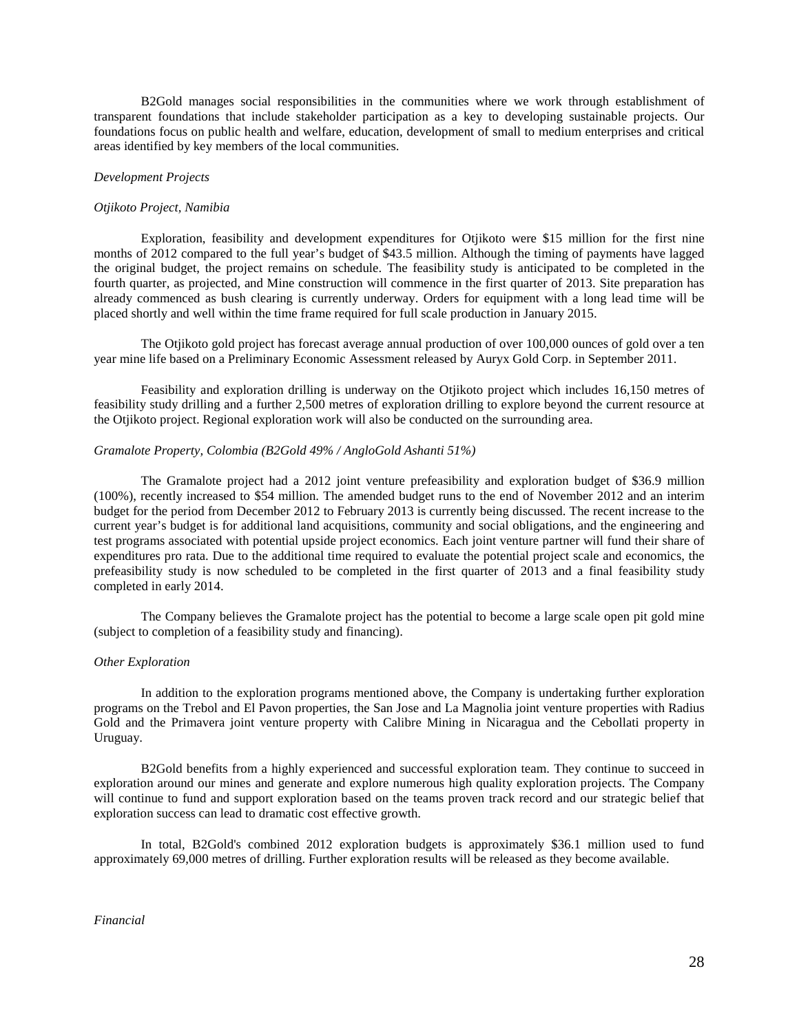B2Gold manages social responsibilities in the communities where we work through establishment of transparent foundations that include stakeholder participation as a key to developing sustainable projects. Our foundations focus on public health and welfare, education, development of small to medium enterprises and critical areas identified by key members of the local communities.

*Development Projects*

*Otjikoto Project, Namibia*

Exploration, feasibility and development expenditures for Otjikoto were $15 million for the first nine months of 2012 compared to the full year's budget of $43.5 million. Although the timing of payments have lagged the original budget, the project remains on schedule. The feasibility study is anticipated to be completed in the fourth quarter, as projected, and Mine construction will commence in the first quarter of 2013. Site preparation has already commenced as bush clearing is currently underway. Orders for equipment with a long lead time will be placed shortly and well within the time frame required for full scale production in January 2015.

The Otjikoto gold project has forecast average annual production of over 100,000 ounces of gold over a ten year mine life based on a Preliminary Economic Assessment released by Auryx Gold Corp. in September 2011.

Feasibility and exploration drilling is underway on the Otjikoto project which includes 16,150 metres of feasibility study drilling and a further 2,500 metres of exploration drilling to explore beyond the current resource at the Otjikoto project. Regional exploration work will also be conducted on the surrounding area.

*Gramalote Property, Colombia (B2Gold 49% / AngloGold Ashanti 51%)*

The Gramalote project had a 2012 joint venture prefeasibility and exploration budget of $36.9 million (100%), recently increased to $54 million. The amended budget runs to the end of November 2012 and an interim budget for the period from December 2012 to February 2013 is currently being discussed. The recent increase to the current year's budget is for additional land acquisitions, community and social obligations, and the engineering and test programs associated with potential upside project economics. Each joint venture partner will fund their share of expenditures pro rata. Due to the additional time required to evaluate the potential project scale and economics, the prefeasibility study is now scheduled to be completed in the first quarter of 2013 and a final feasibility study completed in early 2014.

The Company believes the Gramalote project has the potential to become a large scale open pit gold mine (subject to completion of a feasibility study and financing).

*Other Exploration*

In addition to the exploration programs mentioned above, the Company is undertaking further exploration programs on the Trebol and El Pavon properties, the San Jose and La Magnolia joint venture properties with Radius Gold and the Primavera joint venture property with Calibre Mining in Nicaragua and the Cebollati property in Uruguay.

B2Gold benefits from a highly experienced and successful exploration team. They continue to succeed in exploration around our mines and generate and explore numerous high quality exploration projects. The Company will continue to fund and support exploration based on the teams proven track record and our strategic belief that exploration success can lead to dramatic cost effective growth.

In total, B2Gold's combined 2012 exploration budgets is approximately $36.1 million used to fund approximately 69,000 metres of drilling. Further exploration results will be released as they become available.

*Financial*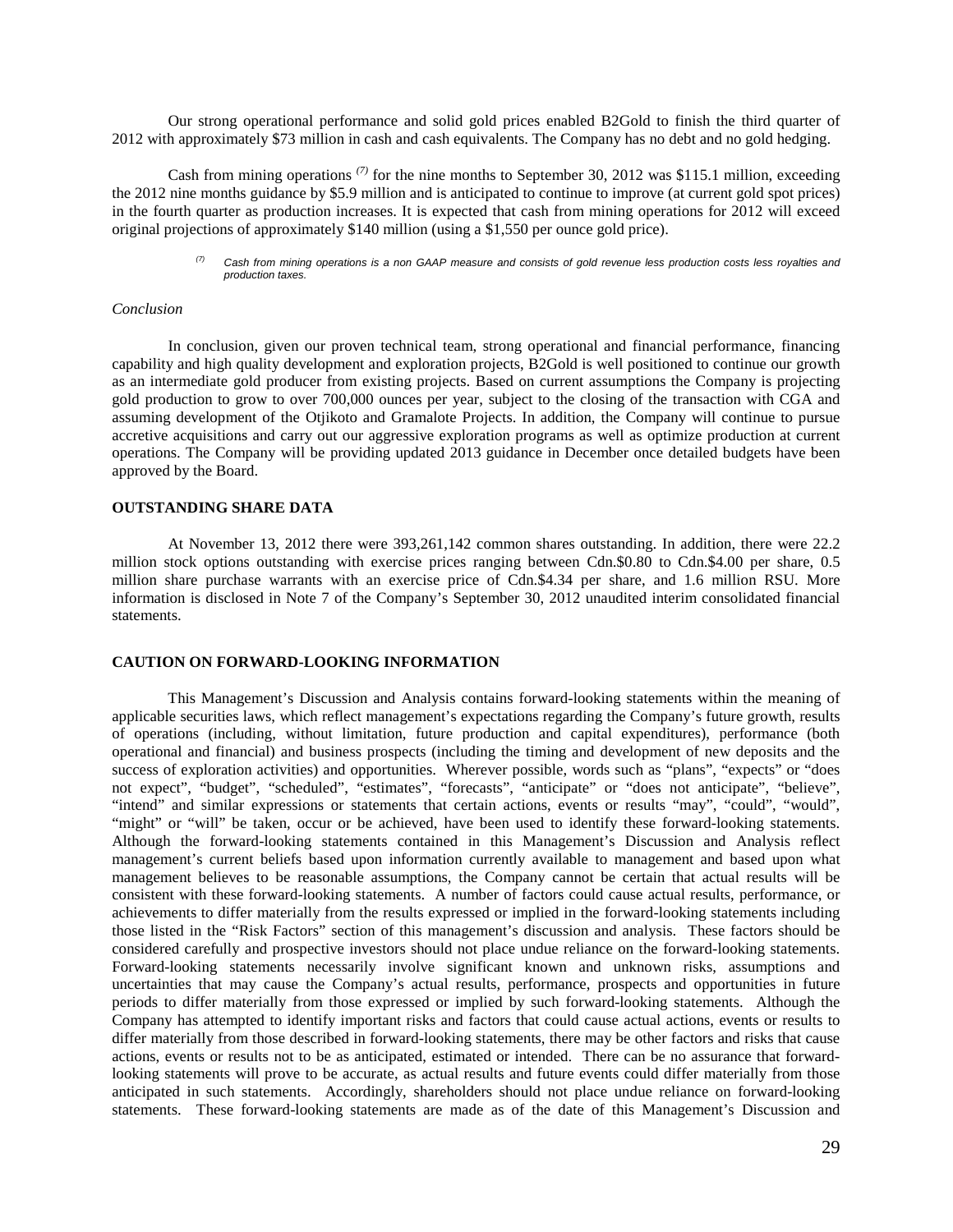Our strong operational performance and solid gold prices enabled B2Gold to finish the third quarter of 2012 with approximately $73 million in cash and cash equivalents. The Company has no debt and no gold hedging.

Cash from mining operations [7] for the nine months to September 30, 2012 was $115.1 million, exceeding the 2012 nine months guidance by $5.9 million and is anticipated to continue to improve (at current gold spot prices) in the fourth quarter as production increases. It is expected that cash from mining operations for 2012 will exceed original projections of approximately $140 million (using a $1,550 per ounce gold price).

> [7] *Cash from mining operations is a non GAAP measure and consists of gold revenue less production costs less royalties and production taxes.*

*Conclusion*

In conclusion, given our proven technical team, strong operational and financial performance, financing capability and high quality development and exploration projects, B2Gold is well positioned to continue our growth as an intermediate gold producer from existing projects. Based on current assumptions the Company is projecting gold production to grow to over 700,000 ounces per year, subject to the closing of the transaction with CGA and assuming development of the Otjikoto and Gramalote Projects. In addition, the Company will continue to pursue accretive acquisitions and carry out our aggressive exploration programs as well as optimize production at current operations. The Company will be providing updated 2013 guidance in December once detailed budgets have been approved by the Board.

## OUTSTANDING SHARE DATA

At November 13, 2012 there were 393,261,142 common shares outstanding. In addition, there were 22.2 million stock options outstanding with exercise prices ranging between Cdn.$0.80 to Cdn.$4.00 per share, 0.5 million share purchase warrants with an exercise price of Cdn.$4.34 per share, and 1.6 million RSU. More information is disclosed in Note 7 of the Company's September 30, 2012 unaudited interim consolidated financial statements.

## CAUTION ON FORWARD-LOOKING INFORMATION

This Management's Discussion and Analysis contains forward-looking statements within the meaning of applicable securities laws, which reflect management's expectations regarding the Company's future growth, results of operations (including, without limitation, future production and capital expenditures), performance (both operational and financial) and business prospects (including the timing and development of new deposits and the success of exploration activities) and opportunities. Wherever possible, words such as "plans", "expects" or "does not expect", "budget", "scheduled", "estimates", "forecasts", "anticipate" or "does not anticipate", "believe", "intend" and similar expressions or statements that certain actions, events or results "may", "could", "would", "might" or "will" be taken, occur or be achieved, have been used to identify these forward-looking statements. Although the forward-looking statements contained in this Management's Discussion and Analysis reflect management's current beliefs based upon information currently available to management and based upon what management believes to be reasonable assumptions, the Company cannot be certain that actual results will be consistent with these forward-looking statements. A number of factors could cause actual results, performance, or achievements to differ materially from the results expressed or implied in the forward-looking statements including those listed in the "Risk Factors" section of this management's discussion and analysis. These factors should be considered carefully and prospective investors should not place undue reliance on the forward-looking statements. Forward-looking statements necessarily involve significant known and unknown risks, assumptions and uncertainties that may cause the Company's actual results, performance, prospects and opportunities in future periods to differ materially from those expressed or implied by such forward-looking statements. Although the Company has attempted to identify important risks and factors that could cause actual actions, events or results to differ materially from those described in forward-looking statements, there may be other factors and risks that cause actions, events or results not to be as anticipated, estimated or intended. There can be no assurance that forward-looking statements will prove to be accurate, as actual results and future events could differ materially from those anticipated in such statements. Accordingly, shareholders should not place undue reliance on forward-looking statements. These forward-looking statements are made as of the date of this Management's Discussion and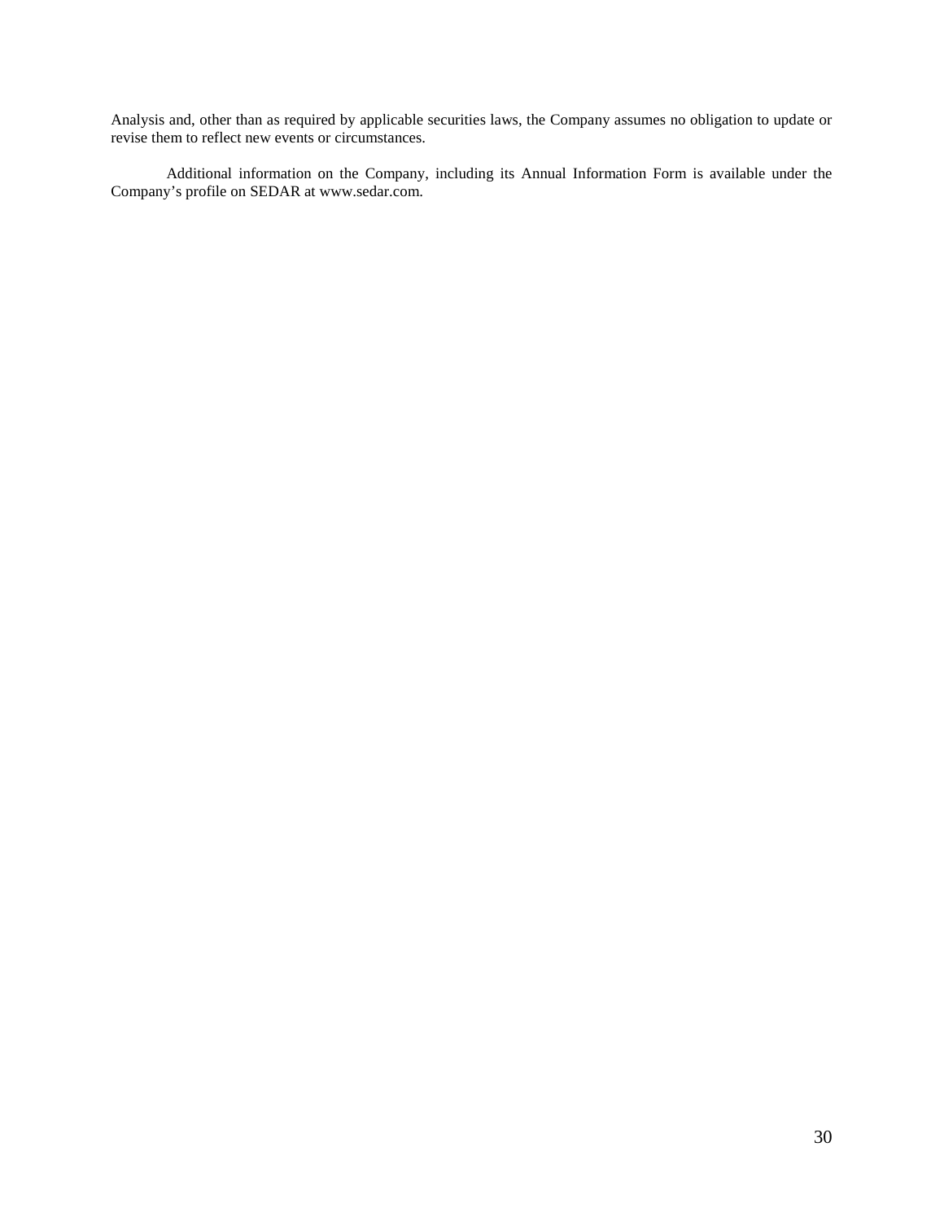Analysis and, other than as required by applicable securities laws, the Company assumes no obligation to update or revise them to reflect new events or circumstances.

Additional information on the Company, including its Annual Information Form is available under the Company's profile on SEDAR at www.sedar.com.